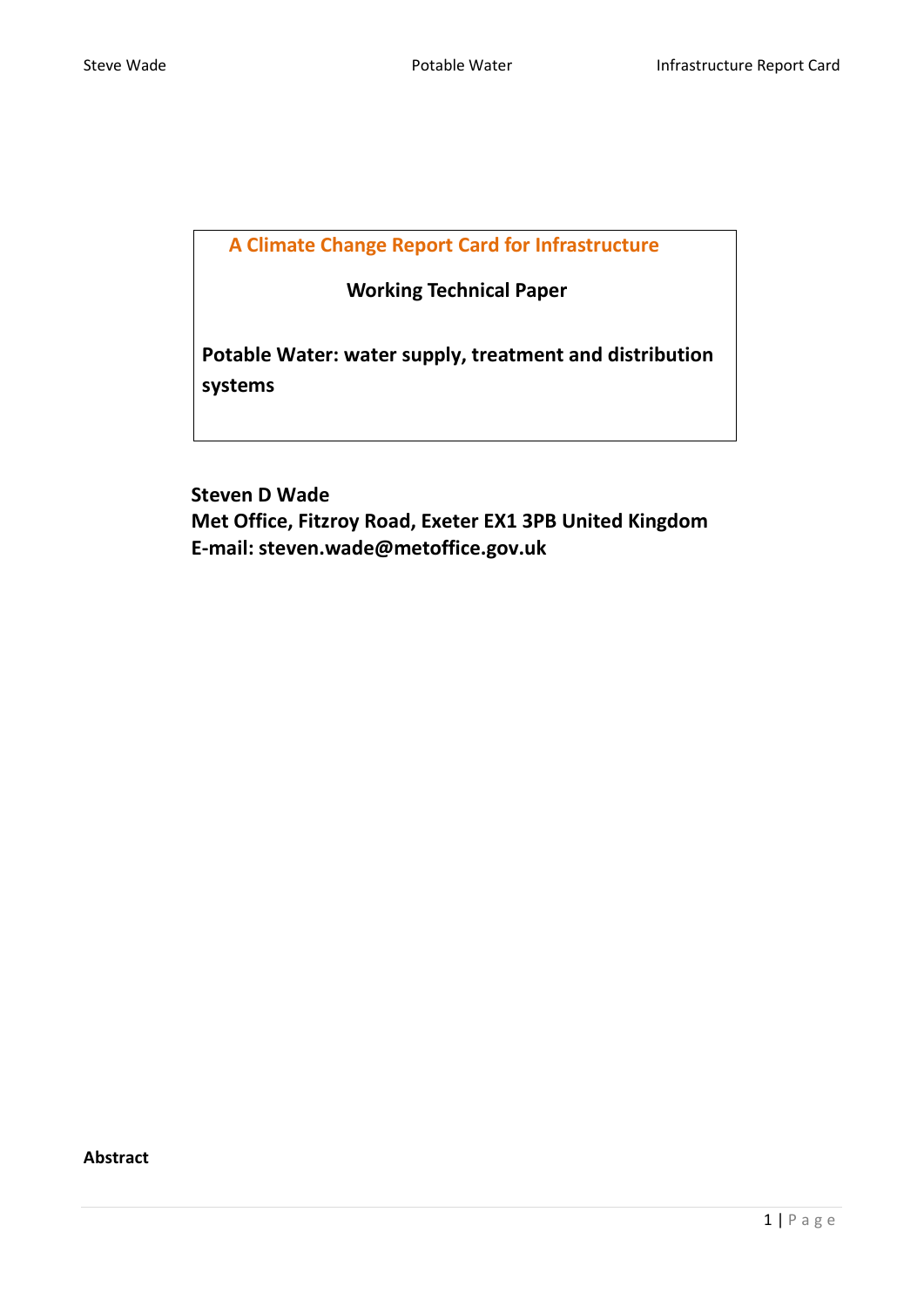# A Climate Change Report Card for Infrastructure

## Working Technical Paper

## Potable Water: water supply, treatment and distribution systems

**Steven D Wade**
**Met Office, Fitzroy Road, Exeter EX1 3PB United Kingdom**
**E-mail: steven.wade@metoffice.gov.uk**

**Abstract**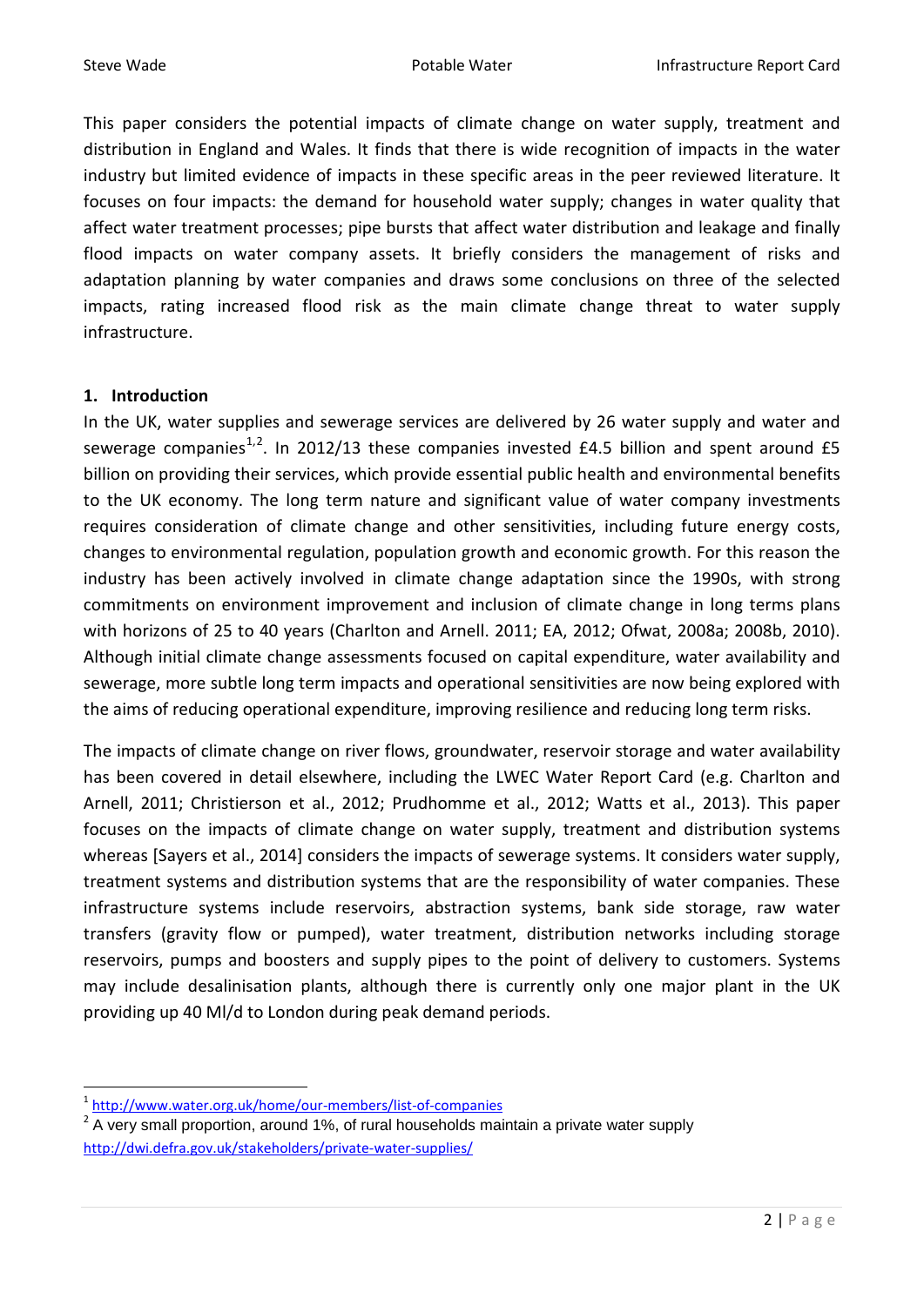This paper considers the potential impacts of climate change on water supply, treatment and distribution in England and Wales. It finds that there is wide recognition of impacts in the water industry but limited evidence of impacts in these specific areas in the peer reviewed literature. It focuses on four impacts: the demand for household water supply; changes in water quality that affect water treatment processes; pipe bursts that affect water distribution and leakage and finally flood impacts on water company assets. It briefly considers the management of risks and adaptation planning by water companies and draws some conclusions on three of the selected impacts, rating increased flood risk as the main climate change threat to water supply infrastructure.

## 1. Introduction

In the UK, water supplies and sewerage services are delivered by 26 water supply and water and sewerage companies[1,2]. In 2012/13 these companies invested £4.5 billion and spent around £5 billion on providing their services, which provide essential public health and environmental benefits to the UK economy. The long term nature and significant value of water company investments requires consideration of climate change and other sensitivities, including future energy costs, changes to environmental regulation, population growth and economic growth. For this reason the industry has been actively involved in climate change adaptation since the 1990s, with strong commitments on environment improvement and inclusion of climate change in long terms plans with horizons of 25 to 40 years (Charlton and Arnell. 2011; EA, 2012; Ofwat, 2008a; 2008b, 2010). Although initial climate change assessments focused on capital expenditure, water availability and sewerage, more subtle long term impacts and operational sensitivities are now being explored with the aims of reducing operational expenditure, improving resilience and reducing long term risks.

The impacts of climate change on river flows, groundwater, reservoir storage and water availability has been covered in detail elsewhere, including the LWEC Water Report Card (e.g. Charlton and Arnell, 2011; Christierson et al., 2012; Prudhomme et al., 2012; Watts et al., 2013). This paper focuses on the impacts of climate change on water supply, treatment and distribution systems whereas [Sayers et al., 2014] considers the impacts of sewerage systems. It considers water supply, treatment systems and distribution systems that are the responsibility of water companies. These infrastructure systems include reservoirs, abstraction systems, bank side storage, raw water transfers (gravity flow or pumped), water treatment, distribution networks including storage reservoirs, pumps and boosters and supply pipes to the point of delivery to customers. Systems may include desalinisation plants, although there is currently only one major plant in the UK providing up 40 Ml/d to London during peak demand periods.

---

[1] http://www.water.org.uk/home/our-members/list-of-companies

[2] A very small proportion, around 1%, of rural households maintain a private water supply http://dwi.defra.gov.uk/stakeholders/private-water-supplies/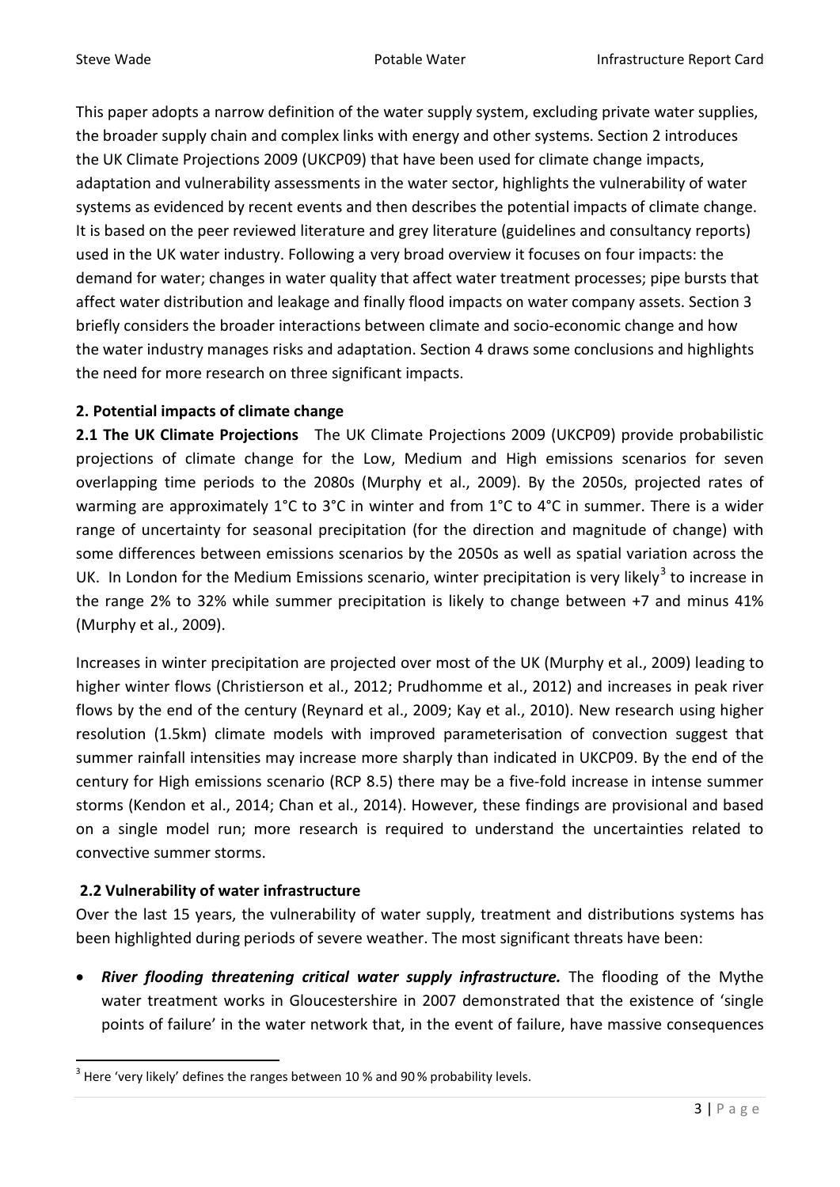This paper adopts a narrow definition of the water supply system, excluding private water supplies, the broader supply chain and complex links with energy and other systems. Section 2 introduces the UK Climate Projections 2009 (UKCP09) that have been used for climate change impacts, adaptation and vulnerability assessments in the water sector, highlights the vulnerability of water systems as evidenced by recent events and then describes the potential impacts of climate change. It is based on the peer reviewed literature and grey literature (guidelines and consultancy reports) used in the UK water industry. Following a very broad overview it focuses on four impacts: the demand for water; changes in water quality that affect water treatment processes; pipe bursts that affect water distribution and leakage and finally flood impacts on water company assets. Section 3 briefly considers the broader interactions between climate and socio-economic change and how the water industry manages risks and adaptation. Section 4 draws some conclusions and highlights the need for more research on three significant impacts.

## 2. Potential impacts of climate change

**2.1 The UK Climate Projections** The UK Climate Projections 2009 (UKCP09) provide probabilistic projections of climate change for the Low, Medium and High emissions scenarios for seven overlapping time periods to the 2080s (Murphy et al., 2009). By the 2050s, projected rates of warming are approximately 1°C to 3°C in winter and from 1°C to 4°C in summer. There is a wider range of uncertainty for seasonal precipitation (for the direction and magnitude of change) with some differences between emissions scenarios by the 2050s as well as spatial variation across the UK. In London for the Medium Emissions scenario, winter precipitation is very likely[3] to increase in the range 2% to 32% while summer precipitation is likely to change between +7 and minus 41% (Murphy et al., 2009).

Increases in winter precipitation are projected over most of the UK (Murphy et al., 2009) leading to higher winter flows (Christierson et al., 2012; Prudhomme et al., 2012) and increases in peak river flows by the end of the century (Reynard et al., 2009; Kay et al., 2010). New research using higher resolution (1.5km) climate models with improved parameterisation of convection suggest that summer rainfall intensities may increase more sharply than indicated in UKCP09. By the end of the century for High emissions scenario (RCP 8.5) there may be a five-fold increase in intense summer storms (Kendon et al., 2014; Chan et al., 2014). However, these findings are provisional and based on a single model run; more research is required to understand the uncertainties related to convective summer storms.

### 2.2 Vulnerability of water infrastructure

Over the last 15 years, the vulnerability of water supply, treatment and distributions systems has been highlighted during periods of severe weather. The most significant threats have been:

- ***River flooding threatening critical water supply infrastructure.*** The flooding of the Mythe water treatment works in Gloucestershire in 2007 demonstrated that the existence of 'single points of failure' in the water network that, in the event of failure, have massive consequences

[3] Here 'very likely' defines the ranges between 10 % and 90 % probability levels.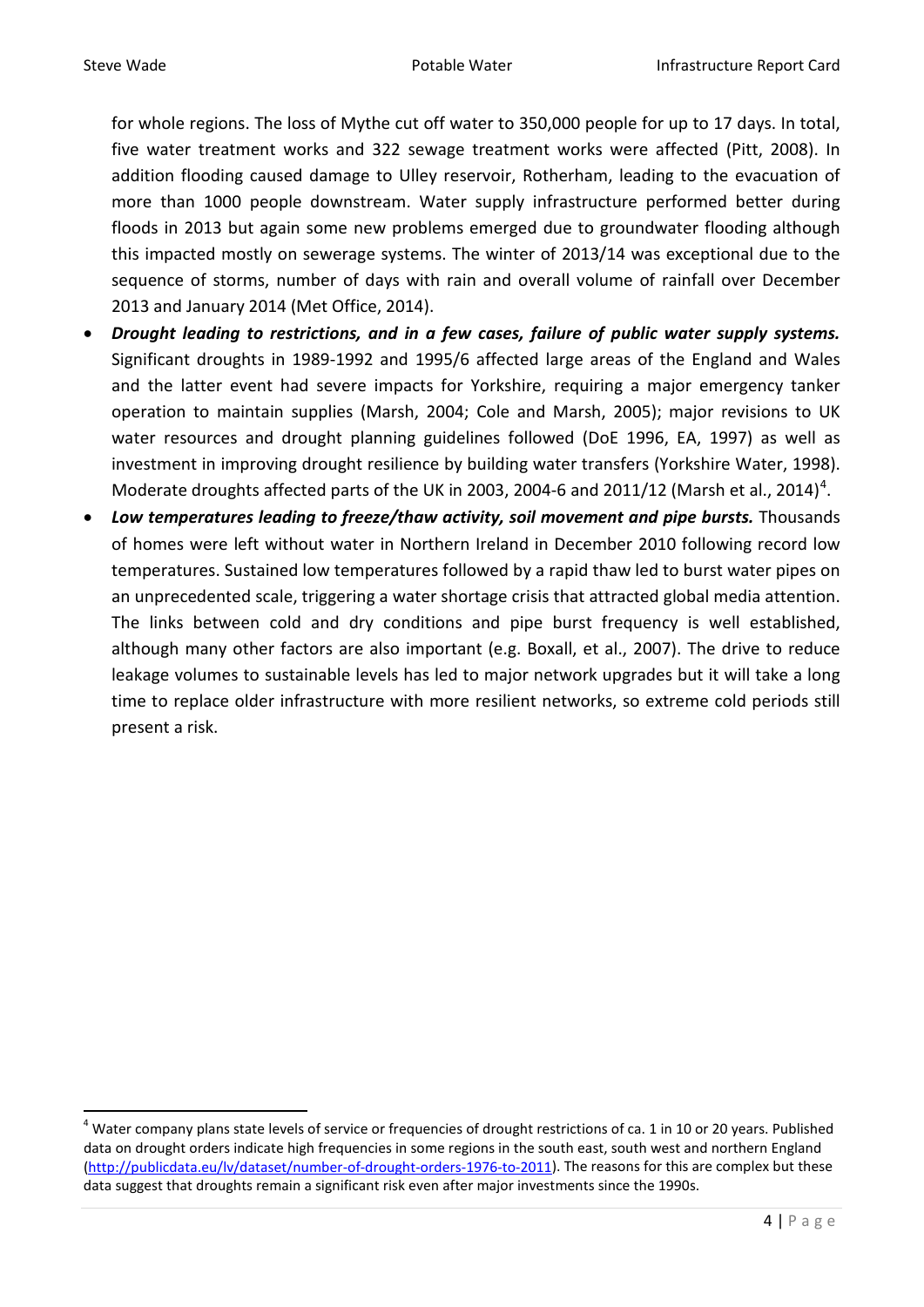for whole regions. The loss of Mythe cut off water to 350,000 people for up to 17 days. In total, five water treatment works and 322 sewage treatment works were affected (Pitt, 2008). In addition flooding caused damage to Ulley reservoir, Rotherham, leading to the evacuation of more than 1000 people downstream. Water supply infrastructure performed better during floods in 2013 but again some new problems emerged due to groundwater flooding although this impacted mostly on sewerage systems. The winter of 2013/14 was exceptional due to the sequence of storms, number of days with rain and overall volume of rainfall over December 2013 and January 2014 (Met Office, 2014).

- ***Drought leading to restrictions, and in a few cases, failure of public water supply systems.*** Significant droughts in 1989-1992 and 1995/6 affected large areas of the England and Wales and the latter event had severe impacts for Yorkshire, requiring a major emergency tanker operation to maintain supplies (Marsh, 2004; Cole and Marsh, 2005); major revisions to UK water resources and drought planning guidelines followed (DoE 1996, EA, 1997) as well as investment in improving drought resilience by building water transfers (Yorkshire Water, 1998). Moderate droughts affected parts of the UK in 2003, 2004-6 and 2011/12 (Marsh et al., 2014)[4].
- ***Low temperatures leading to freeze/thaw activity, soil movement and pipe bursts.*** Thousands of homes were left without water in Northern Ireland in December 2010 following record low temperatures. Sustained low temperatures followed by a rapid thaw led to burst water pipes on an unprecedented scale, triggering a water shortage crisis that attracted global media attention. The links between cold and dry conditions and pipe burst frequency is well established, although many other factors are also important (e.g. Boxall, et al., 2007). The drive to reduce leakage volumes to sustainable levels has led to major network upgrades but it will take a long time to replace older infrastructure with more resilient networks, so extreme cold periods still present a risk.

[4] Water company plans state levels of service or frequencies of drought restrictions of ca. 1 in 10 or 20 years. Published data on drought orders indicate high frequencies in some regions in the south east, south west and northern England (http://publicdata.eu/lv/dataset/number-of-drought-orders-1976-to-2011). The reasons for this are complex but these data suggest that droughts remain a significant risk even after major investments since the 1990s.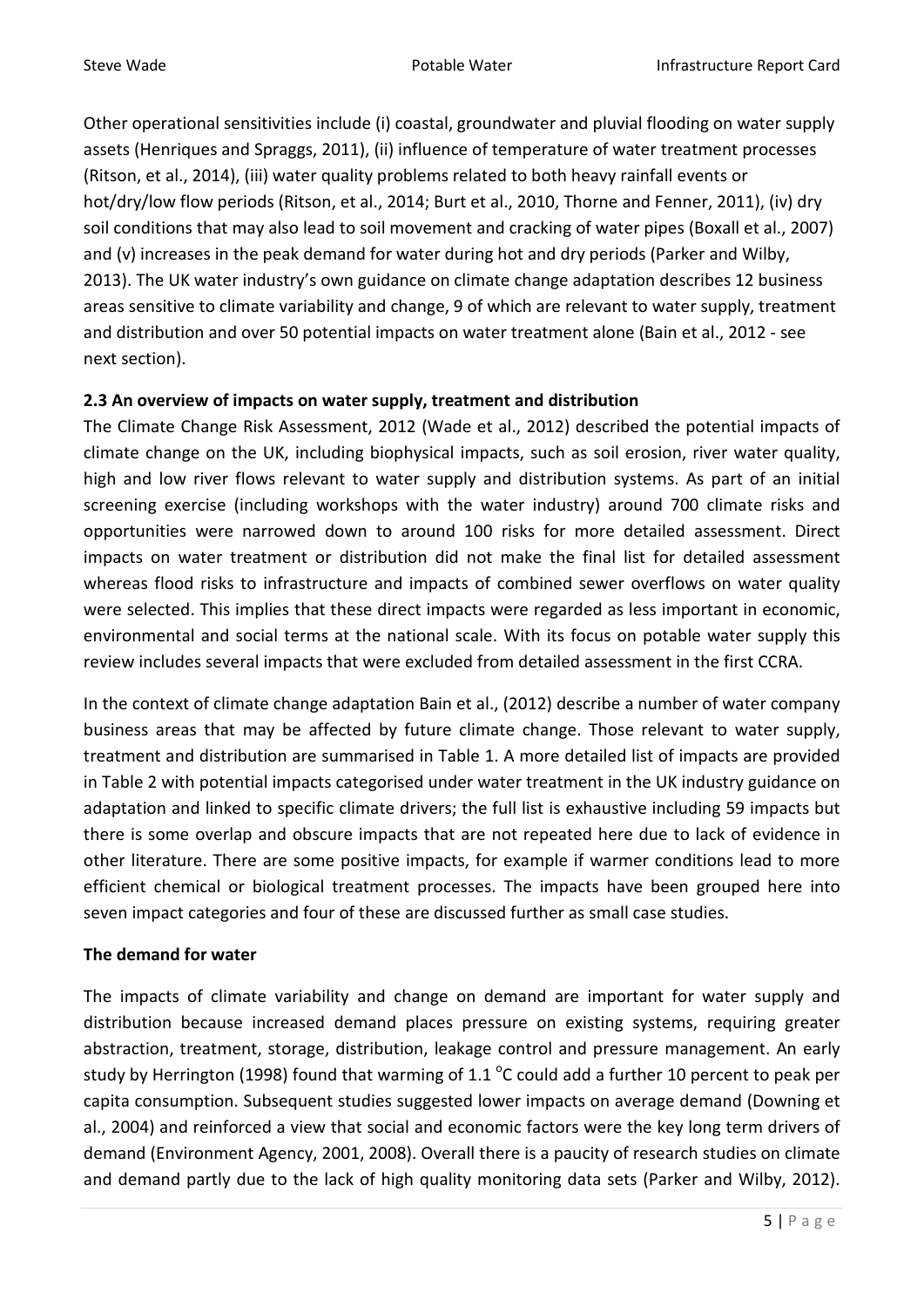Other operational sensitivities include (i) coastal, groundwater and pluvial flooding on water supply assets (Henriques and Spraggs, 2011), (ii) influence of temperature of water treatment processes (Ritson, et al., 2014), (iii) water quality problems related to both heavy rainfall events or hot/dry/low flow periods (Ritson, et al., 2014; Burt et al., 2010, Thorne and Fenner, 2011), (iv) dry soil conditions that may also lead to soil movement and cracking of water pipes (Boxall et al., 2007) and (v) increases in the peak demand for water during hot and dry periods (Parker and Wilby, 2013). The UK water industry's own guidance on climate change adaptation describes 12 business areas sensitive to climate variability and change, 9 of which are relevant to water supply, treatment and distribution and over 50 potential impacts on water treatment alone (Bain et al., 2012 - see next section).

### 2.3 An overview of impacts on water supply, treatment and distribution

The Climate Change Risk Assessment, 2012 (Wade et al., 2012) described the potential impacts of climate change on the UK, including biophysical impacts, such as soil erosion, river water quality, high and low river flows relevant to water supply and distribution systems. As part of an initial screening exercise (including workshops with the water industry) around 700 climate risks and opportunities were narrowed down to around 100 risks for more detailed assessment. Direct impacts on water treatment or distribution did not make the final list for detailed assessment whereas flood risks to infrastructure and impacts of combined sewer overflows on water quality were selected. This implies that these direct impacts were regarded as less important in economic, environmental and social terms at the national scale. With its focus on potable water supply this review includes several impacts that were excluded from detailed assessment in the first CCRA.

In the context of climate change adaptation Bain et al., (2012) describe a number of water company business areas that may be affected by future climate change. Those relevant to water supply, treatment and distribution are summarised in Table 1. A more detailed list of impacts are provided in Table 2 with potential impacts categorised under water treatment in the UK industry guidance on adaptation and linked to specific climate drivers; the full list is exhaustive including 59 impacts but there is some overlap and obscure impacts that are not repeated here due to lack of evidence in other literature. There are some positive impacts, for example if warmer conditions lead to more efficient chemical or biological treatment processes. The impacts have been grouped here into seven impact categories and four of these are discussed further as small case studies.

**The demand for water**

The impacts of climate variability and change on demand are important for water supply and distribution because increased demand places pressure on existing systems, requiring greater abstraction, treatment, storage, distribution, leakage control and pressure management. An early study by Herrington (1998) found that warming of 1.1 $^{o}$C could add a further 10 percent to peak per capita consumption. Subsequent studies suggested lower impacts on average demand (Downing et al., 2004) and reinforced a view that social and economic factors were the key long term drivers of demand (Environment Agency, 2001, 2008). Overall there is a paucity of research studies on climate and demand partly due to the lack of high quality monitoring data sets (Parker and Wilby, 2012).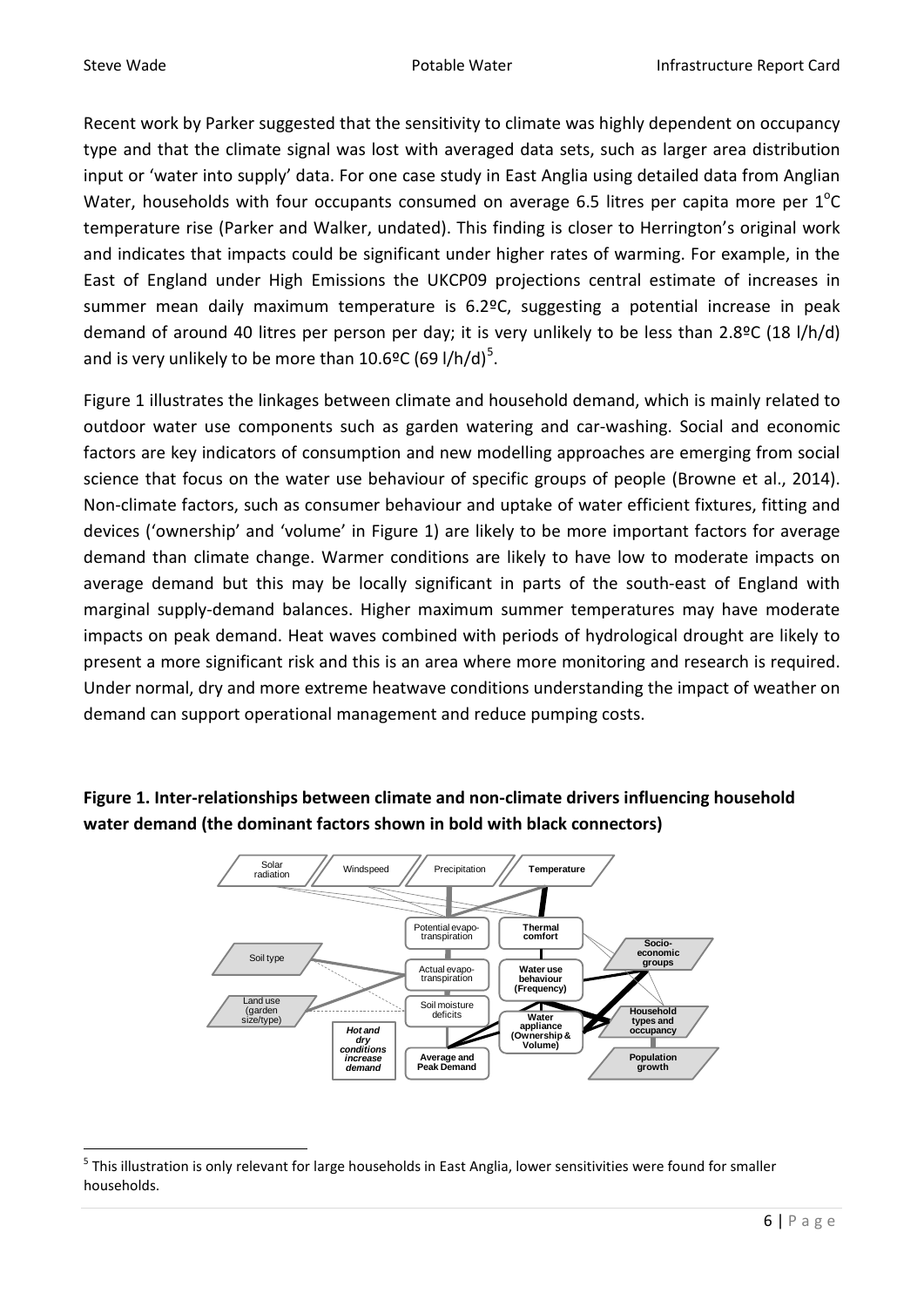Recent work by Parker suggested that the sensitivity to climate was highly dependent on occupancy type and that the climate signal was lost with averaged data sets, such as larger area distribution input or 'water into supply' data. For one case study in East Anglia using detailed data from Anglian Water, households with four occupants consumed on average 6.5 litres per capita more per $1^{o}$C temperature rise (Parker and Walker, undated). This finding is closer to Herrington's original work and indicates that impacts could be significant under higher rates of warming. For example, in the East of England under High Emissions the UKCP09 projections central estimate of increases in summer mean daily maximum temperature is 6.2ºC, suggesting a potential increase in peak demand of around 40 litres per person per day; it is very unlikely to be less than 2.8ºC (18 l/h/d) and is very unlikely to be more than 10.6ºC (69 l/h/d)[5].

Figure 1 illustrates the linkages between climate and household demand, which is mainly related to outdoor water use components such as garden watering and car-washing. Social and economic factors are key indicators of consumption and new modelling approaches are emerging from social science that focus on the water use behaviour of specific groups of people (Browne et al., 2014). Non-climate factors, such as consumer behaviour and uptake of water efficient fixtures, fitting and devices ('ownership' and 'volume' in Figure 1) are likely to be more important factors for average demand than climate change. Warmer conditions are likely to have low to moderate impacts on average demand but this may be locally significant in parts of the south-east of England with marginal supply-demand balances. Higher maximum summer temperatures may have moderate impacts on peak demand. Heat waves combined with periods of hydrological drought are likely to present a more significant risk and this is an area where more monitoring and research is required. Under normal, dry and more extreme heatwave conditions understanding the impact of weather on demand can support operational management and reduce pumping costs.

**Figure 1. Inter-relationships between climate and non-climate drivers influencing household water demand (the dominant factors shown in bold with black connectors)**

[5] This illustration is only relevant for large households in East Anglia, lower sensitivities were found for smaller households.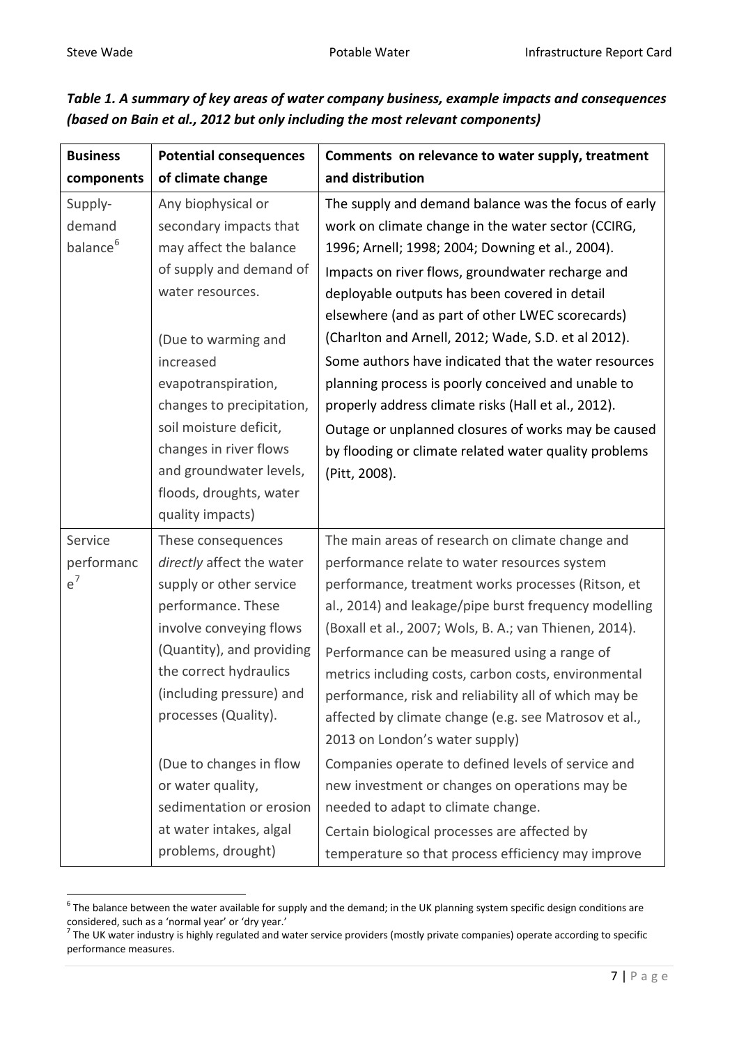***Table 1. A summary of key areas of water company business, example impacts and consequences (based on Bain et al., 2012 but only including the most relevant components)***

| Business components | Potential consequences of climate change | Comments on relevance to water supply, treatment and distribution |
|---|---|---|
| Supply-demand balance[6] | Any biophysical or secondary impacts that may affect the balance of supply and demand of water resources.<br><br>(Due to warming and increased evapotranspiration, changes to precipitation, soil moisture deficit, changes in river flows and groundwater levels, floods, droughts, water quality impacts) | The supply and demand balance was the focus of early work on climate change in the water sector (CCIRG, 1996; Arnell; 1998; 2004; Downing et al., 2004).<br>Impacts on river flows, groundwater recharge and deployable outputs has been covered in detail elsewhere (and as part of other LWEC scorecards) (Charlton and Arnell, 2012; Wade, S.D. et al 2012).<br>Some authors have indicated that the water resources planning process is poorly conceived and unable to properly address climate risks (Hall et al., 2012).<br>Outage or unplanned closures of works may be caused by flooding or climate related water quality problems (Pitt, 2008). |
| Service performance[7] | These consequences *directly* affect the water supply or other service performance. These involve conveying flows (Quantity), and providing the correct hydraulics (including pressure) and processes (Quality).<br><br>(Due to changes in flow or water quality, sedimentation or erosion at water intakes, algal problems, drought) | The main areas of research on climate change and performance relate to water resources system performance, treatment works processes (Ritson, et al., 2014) and leakage/pipe burst frequency modelling (Boxall et al., 2007; Wols, B. A.; van Thienen, 2014).<br>Performance can be measured using a range of metrics including costs, carbon costs, environmental performance, risk and reliability all of which may be affected by climate change (e.g. see Matrosov et al., 2013 on London's water supply)<br>Companies operate to defined levels of service and new investment or changes on operations may be needed to adapt to climate change.<br>Certain biological processes are affected by temperature so that process efficiency may improve |

[6] The balance between the water available for supply and the demand; in the UK planning system specific design conditions are considered, such as a 'normal year' or 'dry year.'

[7] The UK water industry is highly regulated and water service providers (mostly private companies) operate according to specific performance measures.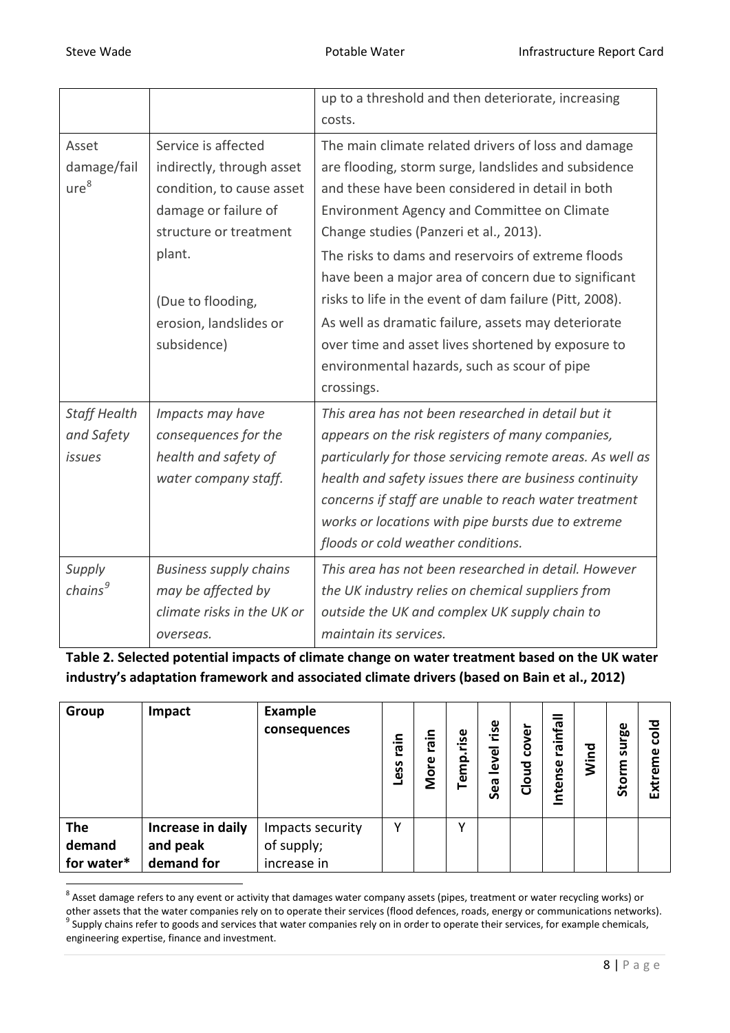| | | |
|---|---|---|
| | | up to a threshold and then deteriorate, increasing costs. |
| Asset damage/failure[8] | Service is affected indirectly, through asset condition, to cause asset damage or failure of structure or treatment plant.<br><br>(Due to flooding, erosion, landslides or subsidence) | The main climate related drivers of loss and damage are flooding, storm surge, landslides and subsidence and these have been considered in detail in both Environment Agency and Committee on Climate Change studies (Panzeri et al., 2013).<br>The risks to dams and reservoirs of extreme floods have been a major area of concern due to significant risks to life in the event of dam failure (Pitt, 2008).<br>As well as dramatic failure, assets may deteriorate over time and asset lives shortened by exposure to environmental hazards, such as scour of pipe crossings. |
| *Staff Health and Safety issues* | *Impacts may have consequences for the health and safety of water company staff.* | *This area has not been researched in detail but it appears on the risk registers of many companies, particularly for those servicing remote areas. As well as health and safety issues there are business continuity concerns if staff are unable to reach water treatment works or locations with pipe bursts due to extreme floods or cold weather conditions.* |
| *Supply chains[9]* | *Business supply chains may be affected by climate risks in the UK or overseas.* | *This area has not been researched in detail. However the UK industry relies on chemical suppliers from outside the UK and complex UK supply chain to maintain its services.* |

**Table 2. Selected potential impacts of climate change on water treatment based on the UK water industry's adaptation framework and associated climate drivers (based on Bain et al., 2012)**

| Group | Impact | Example consequences | Less rain | More rain | Temp.rise | Sea level rise | Cloud cover | Intense rainfall | Wind | Storm surge | Extreme cold |
|---|---|---|---|---|---|---|---|---|---|---|---|
| **The demand for water*** | **Increase in daily and peak demand for** | Impacts security of supply; increase in | Y | | Y | | | | | | |

[8] Asset damage refers to any event or activity that damages water company assets (pipes, treatment or water recycling works) or other assets that the water companies rely on to operate their services (flood defences, roads, energy or communications networks).

[9] Supply chains refer to goods and services that water companies rely on in order to operate their services, for example chemicals, engineering expertise, finance and investment.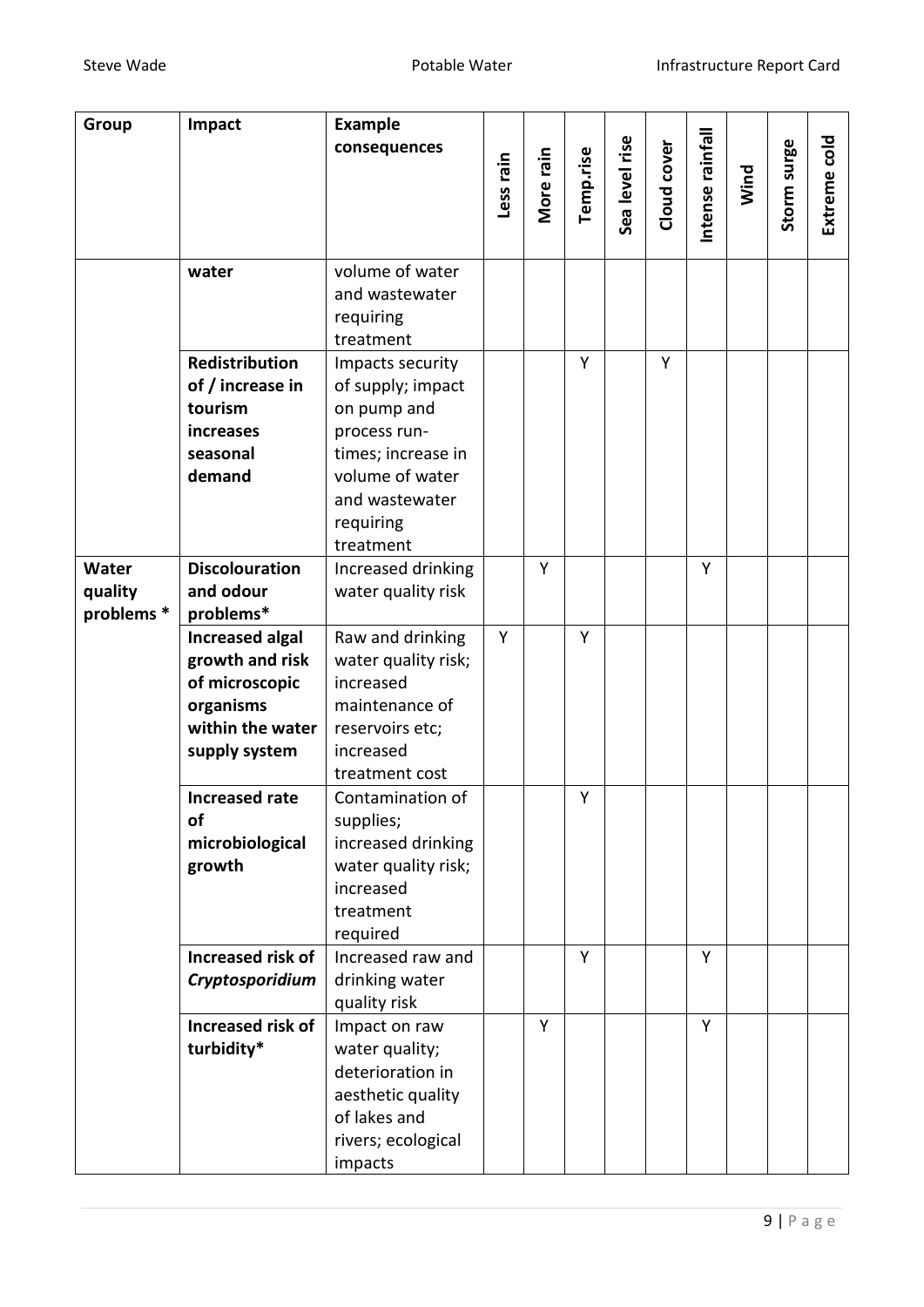| Group | Impact | Example consequences | Less rain | More rain | Temp.rise | Sea level rise | Cloud cover | Intense rainfall | Wind | Storm surge | Extreme cold |
|---|---|---|---|---|---|---|---|---|---|---|---|
| | **water** | volume of water and wastewater requiring treatment | | | | | | | | | |
| | **Redistribution of / increase in tourism increases seasonal demand** | Impacts security of supply; impact on pump and process run-times; increase in volume of water and wastewater requiring treatment | | | Y | | Y | | | | |
| **Water quality problems *** | **Discolouration and odour problems*** | Increased drinking water quality risk | | Y | | | | Y | | | |
| | **Increased algal growth and risk of microscopic organisms within the water supply system** | Raw and drinking water quality risk; increased maintenance of reservoirs etc; increased treatment cost | Y | | Y | | | | | | |
| | **Increased rate of microbiological growth** | Contamination of supplies; increased drinking water quality risk; increased treatment required | | | Y | | | | | | |
| | **Increased risk of *Cryptosporidium*** | Increased raw and drinking water quality risk | | | Y | | | Y | | | |
| | **Increased risk of turbidity*** | Impact on raw water quality; deterioration in aesthetic quality of lakes and rivers; ecological impacts | | Y | | | | Y | | | |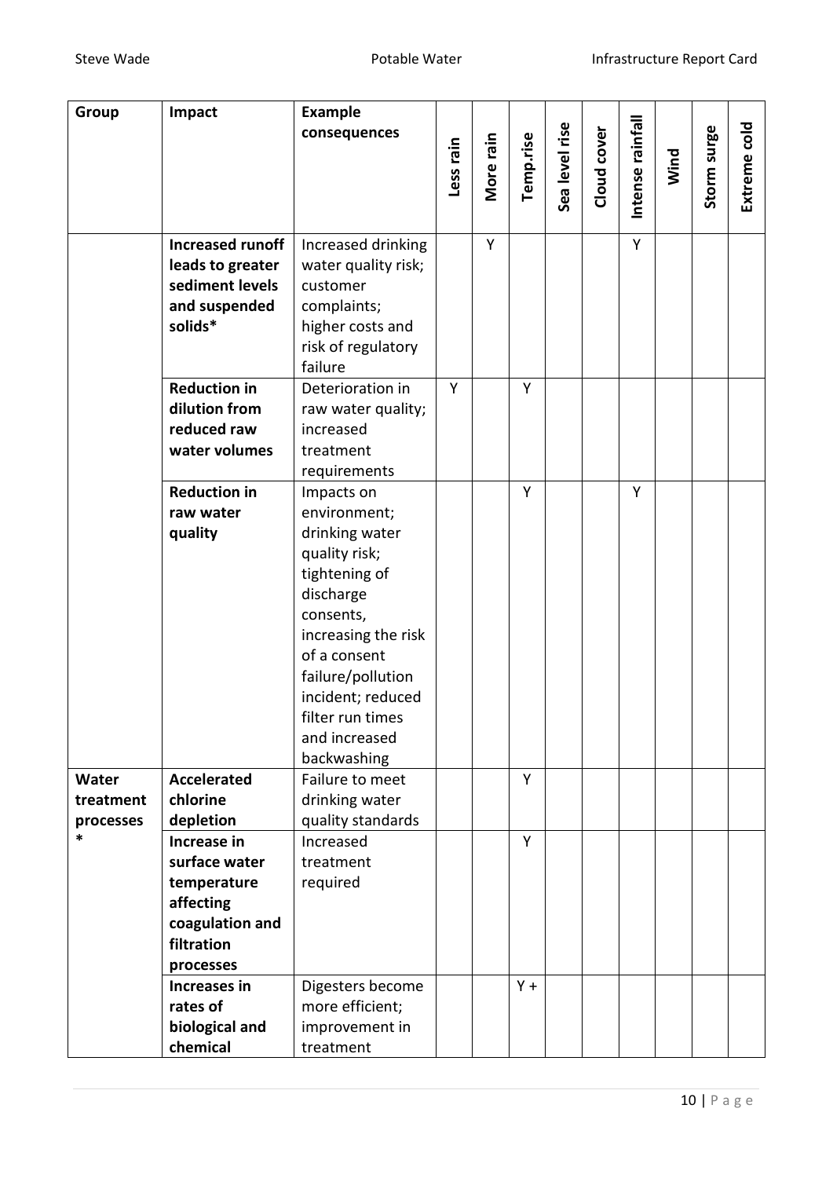| Group | Impact | Example consequences | Less rain | More rain | Temp.rise | Sea level rise | Cloud cover | Intense rainfall | Wind | Storm surge | Extreme cold |
|---|---|---|---|---|---|---|---|---|---|---|---|
| | **Increased runoff leads to greater sediment levels and suspended solids*** | Increased drinking water quality risk; customer complaints; higher costs and risk of regulatory failure | | Y | | | | Y | | | |
| | **Reduction in dilution from reduced raw water volumes** | Deterioration in raw water quality; increased treatment requirements | Y | | Y | | | | | | |
| | **Reduction in raw water quality** | Impacts on environment; drinking water quality risk; tightening of discharge consents, increasing the risk of a consent failure/pollution incident; reduced filter run times and increased backwashing | | | Y | | | Y | | | |
| **Water treatment processes *** | **Accelerated chlorine depletion** | Failure to meet drinking water quality standards | | | Y | | | | | | |
| | **Increase in surface water temperature affecting coagulation and filtration processes** | Increased treatment required | | | Y | | | | | | |
| | **Increases in rates of biological and chemical** | Digesters become more efficient; improvement in treatment | | | Y + | | | | | | |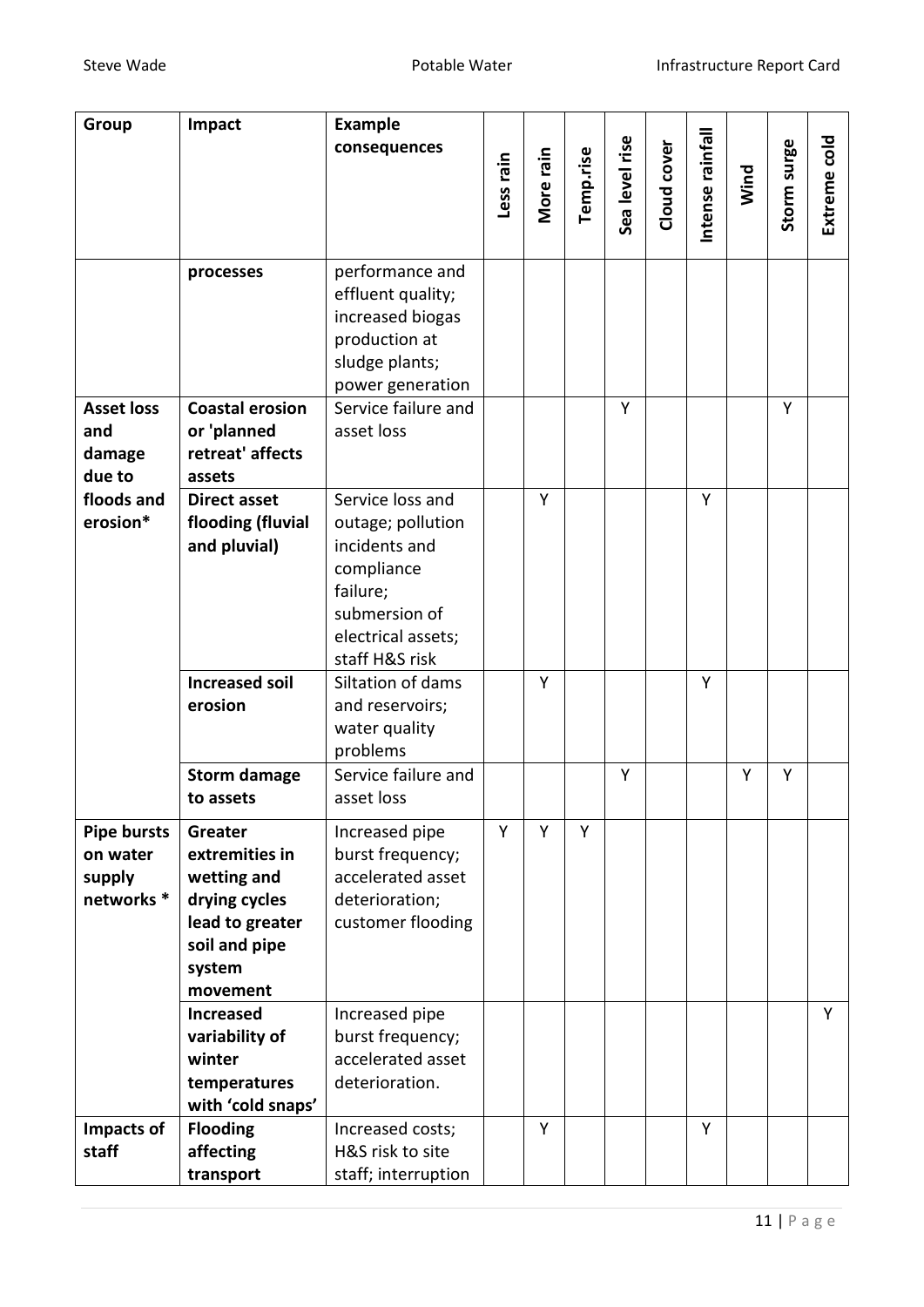| Group | Impact | Example consequences | Less rain | More rain | Temp.rise | Sea level rise | Cloud cover | Intense rainfall | Wind | Storm surge | Extreme cold |
|---|---|---|---|---|---|---|---|---|---|---|---|
| | **processes** | performance and effluent quality; increased biogas production at sludge plants; power generation | | | | | | | | | |
| **Asset loss and damage due to floods and erosion*** | **Coastal erosion or 'planned retreat' affects assets** | Service failure and asset loss | | | | Y | | | | Y | |
| | **Direct asset flooding (fluvial and pluvial)** | Service loss and outage; pollution incidents and compliance failure; submersion of electrical assets; staff H&S risk | | Y | | | | Y | | | |
| | **Increased soil erosion** | Siltation of dams and reservoirs; water quality problems | | Y | | | | Y | | | |
| | **Storm damage to assets** | Service failure and asset loss | | | | Y | | | Y | Y | |
| **Pipe bursts on water supply networks *** | **Greater extremities in wetting and drying cycles lead to greater soil and pipe system movement** | Increased pipe burst frequency; accelerated asset deterioration; customer flooding | Y | Y | Y | | | | | | |
| | **Increased variability of winter temperatures with 'cold snaps'** | Increased pipe burst frequency; accelerated asset deterioration. | | | | | | | | | Y |
| **Impacts of staff** | **Flooding affecting transport** | Increased costs; H&S risk to site staff; interruption | | Y | | | | Y | | | |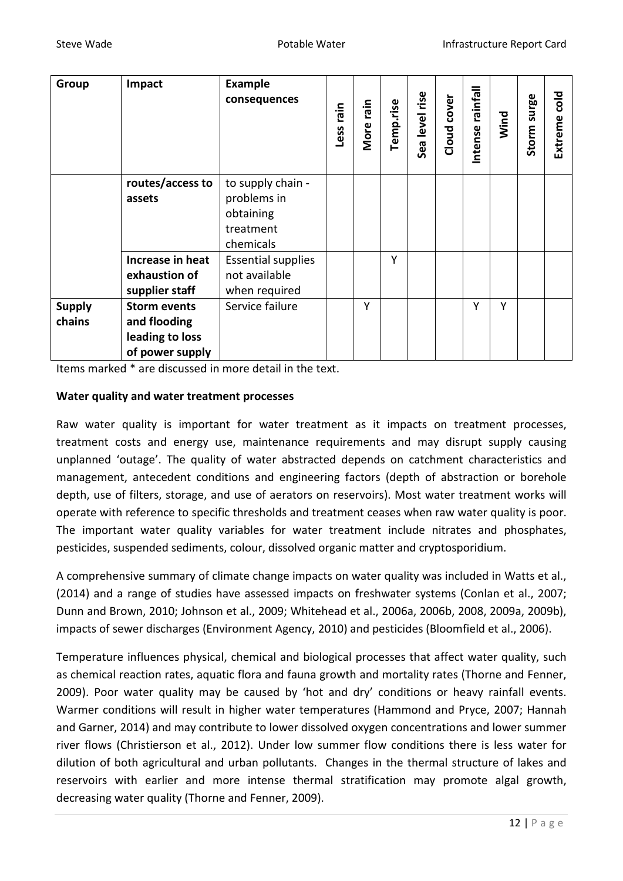| Group | Impact | Example consequences | Less rain | More rain | Temp.rise | Sea level rise | Cloud cover | Intense rainfall | Wind | Storm surge | Extreme cold |
|---|---|---|---|---|---|---|---|---|---|---|---|
| | **routes/access to assets** | to supply chain - problems in obtaining treatment chemicals | | | | | | | | | |
| | **Increase in heat exhaustion of supplier staff** | Essential supplies not available when required | | | Y | | | | | | |
| **Supply chains** | **Storm events and flooding leading to loss of power supply** | Service failure | | Y | | | | Y | Y | | |

Items marked * are discussed in more detail in the text.

**Water quality and water treatment processes**

Raw water quality is important for water treatment as it impacts on treatment processes, treatment costs and energy use, maintenance requirements and may disrupt supply causing unplanned 'outage'. The quality of water abstracted depends on catchment characteristics and management, antecedent conditions and engineering factors (depth of abstraction or borehole depth, use of filters, storage, and use of aerators on reservoirs). Most water treatment works will operate with reference to specific thresholds and treatment ceases when raw water quality is poor. The important water quality variables for water treatment include nitrates and phosphates, pesticides, suspended sediments, colour, dissolved organic matter and cryptosporidium.

A comprehensive summary of climate change impacts on water quality was included in Watts et al., (2014) and a range of studies have assessed impacts on freshwater systems (Conlan et al., 2007; Dunn and Brown, 2010; Johnson et al., 2009; Whitehead et al., 2006a, 2006b, 2008, 2009a, 2009b), impacts of sewer discharges (Environment Agency, 2010) and pesticides (Bloomfield et al., 2006).

Temperature influences physical, chemical and biological processes that affect water quality, such as chemical reaction rates, aquatic flora and fauna growth and mortality rates (Thorne and Fenner, 2009). Poor water quality may be caused by 'hot and dry' conditions or heavy rainfall events. Warmer conditions will result in higher water temperatures (Hammond and Pryce, 2007; Hannah and Garner, 2014) and may contribute to lower dissolved oxygen concentrations and lower summer river flows (Christierson et al., 2012). Under low summer flow conditions there is less water for dilution of both agricultural and urban pollutants. Changes in the thermal structure of lakes and reservoirs with earlier and more intense thermal stratification may promote algal growth, decreasing water quality (Thorne and Fenner, 2009).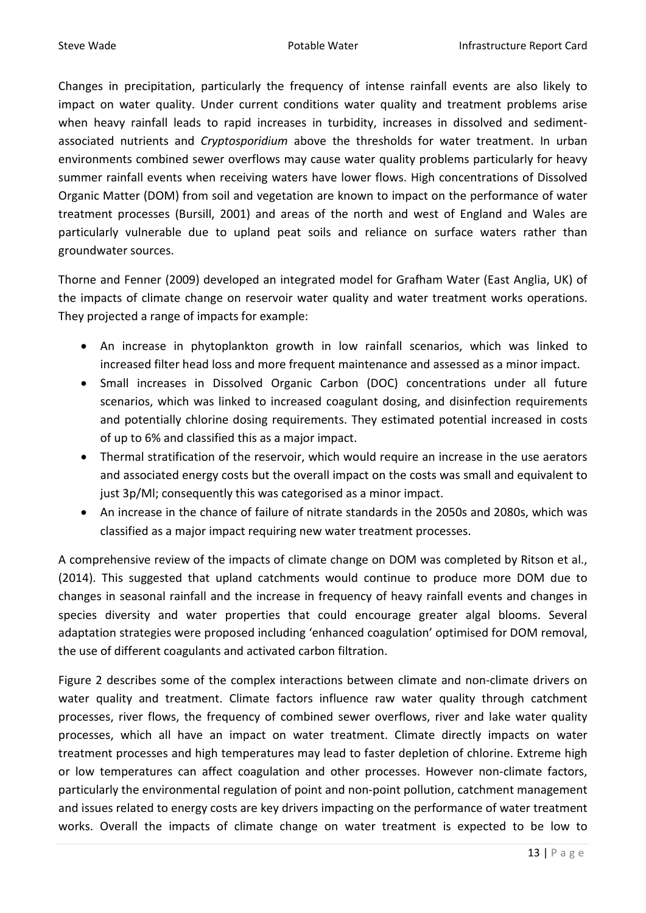Changes in precipitation, particularly the frequency of intense rainfall events are also likely to impact on water quality. Under current conditions water quality and treatment problems arise when heavy rainfall leads to rapid increases in turbidity, increases in dissolved and sediment-associated nutrients and *Cryptosporidium* above the thresholds for water treatment. In urban environments combined sewer overflows may cause water quality problems particularly for heavy summer rainfall events when receiving waters have lower flows. High concentrations of Dissolved Organic Matter (DOM) from soil and vegetation are known to impact on the performance of water treatment processes (Bursill, 2001) and areas of the north and west of England and Wales are particularly vulnerable due to upland peat soils and reliance on surface waters rather than groundwater sources.

Thorne and Fenner (2009) developed an integrated model for Grafham Water (East Anglia, UK) of the impacts of climate change on reservoir water quality and water treatment works operations. They projected a range of impacts for example:

- An increase in phytoplankton growth in low rainfall scenarios, which was linked to increased filter head loss and more frequent maintenance and assessed as a minor impact.
- Small increases in Dissolved Organic Carbon (DOC) concentrations under all future scenarios, which was linked to increased coagulant dosing, and disinfection requirements and potentially chlorine dosing requirements. They estimated potential increased in costs of up to 6% and classified this as a major impact.
- Thermal stratification of the reservoir, which would require an increase in the use aerators and associated energy costs but the overall impact on the costs was small and equivalent to just 3p/Ml; consequently this was categorised as a minor impact.
- An increase in the chance of failure of nitrate standards in the 2050s and 2080s, which was classified as a major impact requiring new water treatment processes.

A comprehensive review of the impacts of climate change on DOM was completed by Ritson et al., (2014). This suggested that upland catchments would continue to produce more DOM due to changes in seasonal rainfall and the increase in frequency of heavy rainfall events and changes in species diversity and water properties that could encourage greater algal blooms. Several adaptation strategies were proposed including 'enhanced coagulation' optimised for DOM removal, the use of different coagulants and activated carbon filtration.

Figure 2 describes some of the complex interactions between climate and non-climate drivers on water quality and treatment. Climate factors influence raw water quality through catchment processes, river flows, the frequency of combined sewer overflows, river and lake water quality processes, which all have an impact on water treatment. Climate directly impacts on water treatment processes and high temperatures may lead to faster depletion of chlorine. Extreme high or low temperatures can affect coagulation and other processes. However non-climate factors, particularly the environmental regulation of point and non-point pollution, catchment management and issues related to energy costs are key drivers impacting on the performance of water treatment works. Overall the impacts of climate change on water treatment is expected to be low to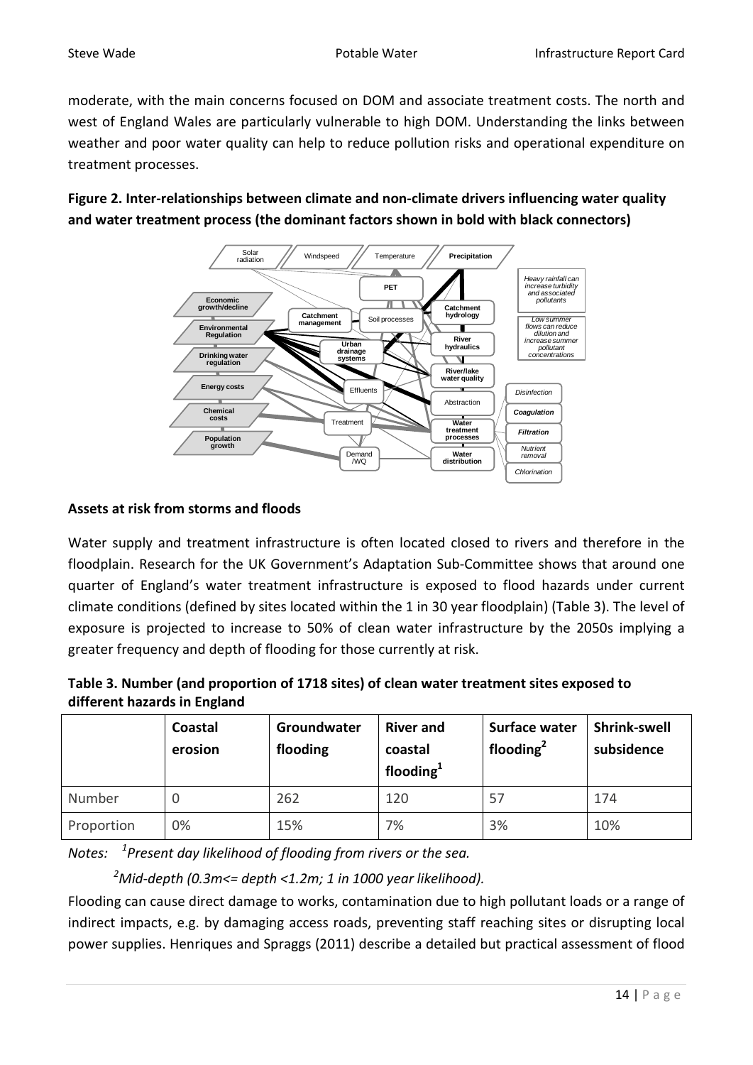moderate, with the main concerns focused on DOM and associate treatment costs. The north and west of England Wales are particularly vulnerable to high DOM. Understanding the links between weather and poor water quality can help to reduce pollution risks and operational expenditure on treatment processes.

**Figure 2. Inter-relationships between climate and non-climate drivers influencing water quality and water treatment process (the dominant factors shown in bold with black connectors)**

### Assets at risk from storms and floods

Water supply and treatment infrastructure is often located closed to rivers and therefore in the floodplain. Research for the UK Government's Adaptation Sub-Committee shows that around one quarter of England's water treatment infrastructure is exposed to flood hazards under current climate conditions (defined by sites located within the 1 in 30 year floodplain) (Table 3). The level of exposure is projected to increase to 50% of clean water infrastructure by the 2050s implying a greater frequency and depth of flooding for those currently at risk.

**Table 3. Number (and proportion of 1718 sites) of clean water treatment sites exposed to different hazards in England**

| | Coastal erosion | Groundwater flooding | River and coastal flooding[1] | Surface water flooding[2] | Shrink-swell subsidence |
|---|---|---|---|---|---|
| Number | 0 | 262 | 120 | 57 | 174 |
| Proportion | 0% | 15% | 7% | 3% | 10% |

*Notes: [1]Present day likelihood of flooding from rivers or the sea.*

*[2]Mid-depth (0.3m<= depth <1.2m; 1 in 1000 year likelihood).*

Flooding can cause direct damage to works, contamination due to high pollutant loads or a range of indirect impacts, e.g. by damaging access roads, preventing staff reaching sites or disrupting local power supplies. Henriques and Spraggs (2011) describe a detailed but practical assessment of flood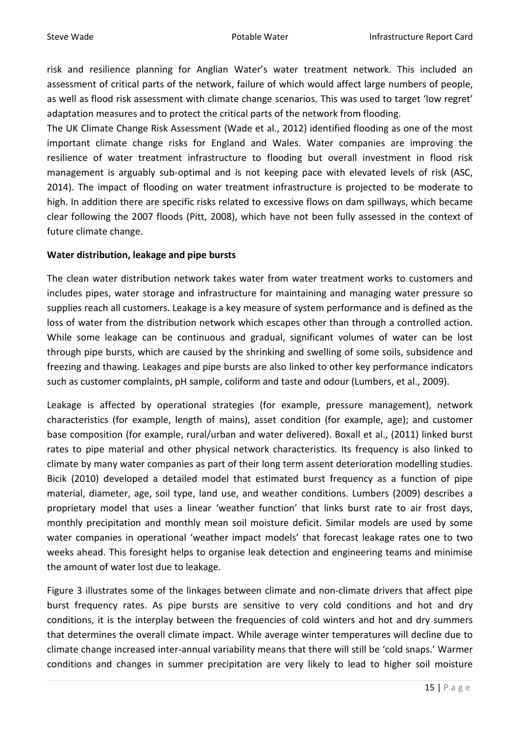risk and resilience planning for Anglian Water's water treatment network. This included an assessment of critical parts of the network, failure of which would affect large numbers of people, as well as flood risk assessment with climate change scenarios. This was used to target 'low regret' adaptation measures and to protect the critical parts of the network from flooding.

The UK Climate Change Risk Assessment (Wade et al., 2012) identified flooding as one of the most important climate change risks for England and Wales. Water companies are improving the resilience of water treatment infrastructure to flooding but overall investment in flood risk management is arguably sub-optimal and is not keeping pace with elevated levels of risk (ASC, 2014). The impact of flooding on water treatment infrastructure is projected to be moderate to high. In addition there are specific risks related to excessive flows on dam spillways, which became clear following the 2007 floods (Pitt, 2008), which have not been fully assessed in the context of future climate change.

**Water distribution, leakage and pipe bursts**

The clean water distribution network takes water from water treatment works to customers and includes pipes, water storage and infrastructure for maintaining and managing water pressure so supplies reach all customers. Leakage is a key measure of system performance and is defined as the loss of water from the distribution network which escapes other than through a controlled action. While some leakage can be continuous and gradual, significant volumes of water can be lost through pipe bursts, which are caused by the shrinking and swelling of some soils, subsidence and freezing and thawing. Leakages and pipe bursts are also linked to other key performance indicators such as customer complaints, pH sample, coliform and taste and odour (Lumbers, et al., 2009).

Leakage is affected by operational strategies (for example, pressure management), network characteristics (for example, length of mains), asset condition (for example, age); and customer base composition (for example, rural/urban and water delivered). Boxall et al., (2011) linked burst rates to pipe material and other physical network characteristics. Its frequency is also linked to climate by many water companies as part of their long term assent deterioration modelling studies. Bicik (2010) developed a detailed model that estimated burst frequency as a function of pipe material, diameter, age, soil type, land use, and weather conditions. Lumbers (2009) describes a proprietary model that uses a linear 'weather function' that links burst rate to air frost days, monthly precipitation and monthly mean soil moisture deficit. Similar models are used by some water companies in operational 'weather impact models' that forecast leakage rates one to two weeks ahead. This foresight helps to organise leak detection and engineering teams and minimise the amount of water lost due to leakage.

Figure 3 illustrates some of the linkages between climate and non-climate drivers that affect pipe burst frequency rates. As pipe bursts are sensitive to very cold conditions and hot and dry conditions, it is the interplay between the frequencies of cold winters and hot and dry summers that determines the overall climate impact. While average winter temperatures will decline due to climate change increased inter-annual variability means that there will still be 'cold snaps.' Warmer conditions and changes in summer precipitation are very likely to lead to higher soil moisture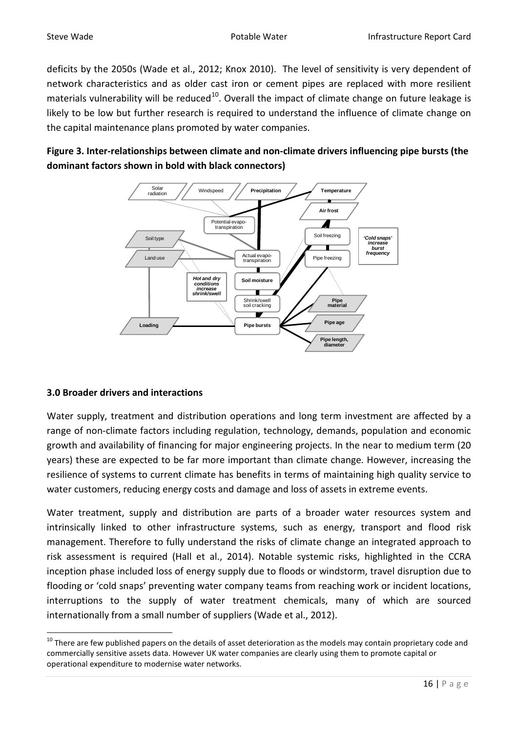deficits by the 2050s (Wade et al., 2012; Knox 2010). The level of sensitivity is very dependent of network characteristics and as older cast iron or cement pipes are replaced with more resilient materials vulnerability will be reduced[10]. Overall the impact of climate change on future leakage is likely to be low but further research is required to understand the influence of climate change on the capital maintenance plans promoted by water companies.

**Figure 3. Inter-relationships between climate and non-climate drivers influencing pipe bursts (the dominant factors shown in bold with black connectors)**

## 3.0 Broader drivers and interactions

Water supply, treatment and distribution operations and long term investment are affected by a range of non-climate factors including regulation, technology, demands, population and economic growth and availability of financing for major engineering projects. In the near to medium term (20 years) these are expected to be far more important than climate change. However, increasing the resilience of systems to current climate has benefits in terms of maintaining high quality service to water customers, reducing energy costs and damage and loss of assets in extreme events.

Water treatment, supply and distribution are parts of a broader water resources system and intrinsically linked to other infrastructure systems, such as energy, transport and flood risk management. Therefore to fully understand the risks of climate change an integrated approach to risk assessment is required (Hall et al., 2014). Notable systemic risks, highlighted in the CCRA inception phase included loss of energy supply due to floods or windstorm, travel disruption due to flooding or 'cold snaps' preventing water company teams from reaching work or incident locations, interruptions to the supply of water treatment chemicals, many of which are sourced internationally from a small number of suppliers (Wade et al., 2012).

[10] There are few published papers on the details of asset deterioration as the models may contain proprietary code and commercially sensitive assets data. However UK water companies are clearly using them to promote capital or operational expenditure to modernise water networks.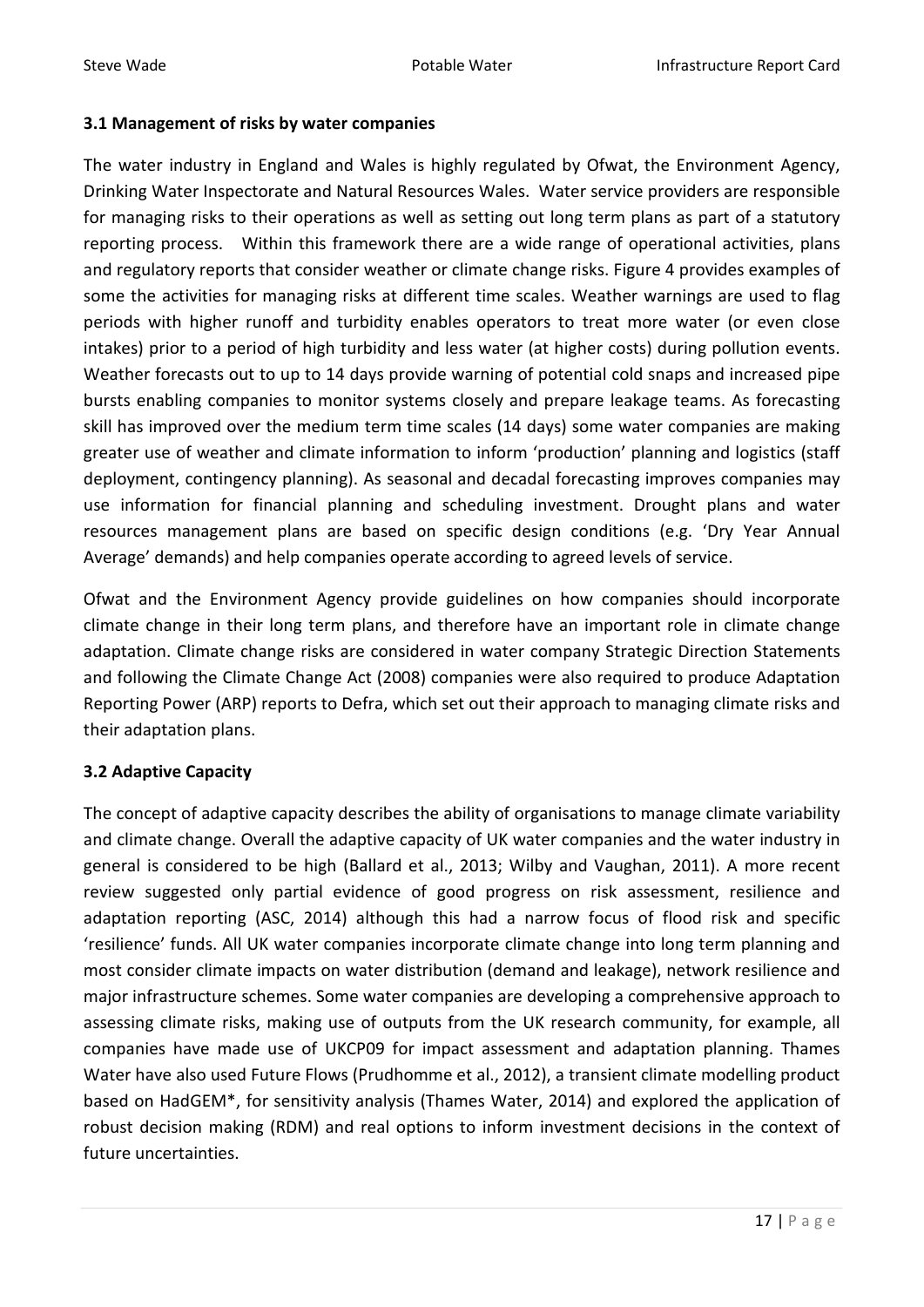### 3.1 Management of risks by water companies

The water industry in England and Wales is highly regulated by Ofwat, the Environment Agency, Drinking Water Inspectorate and Natural Resources Wales. Water service providers are responsible for managing risks to their operations as well as setting out long term plans as part of a statutory reporting process. Within this framework there are a wide range of operational activities, plans and regulatory reports that consider weather or climate change risks. Figure 4 provides examples of some the activities for managing risks at different time scales. Weather warnings are used to flag periods with higher runoff and turbidity enables operators to treat more water (or even close intakes) prior to a period of high turbidity and less water (at higher costs) during pollution events. Weather forecasts out to up to 14 days provide warning of potential cold snaps and increased pipe bursts enabling companies to monitor systems closely and prepare leakage teams. As forecasting skill has improved over the medium term time scales (14 days) some water companies are making greater use of weather and climate information to inform 'production' planning and logistics (staff deployment, contingency planning). As seasonal and decadal forecasting improves companies may use information for financial planning and scheduling investment. Drought plans and water resources management plans are based on specific design conditions (e.g. 'Dry Year Annual Average' demands) and help companies operate according to agreed levels of service.

Ofwat and the Environment Agency provide guidelines on how companies should incorporate climate change in their long term plans, and therefore have an important role in climate change adaptation. Climate change risks are considered in water company Strategic Direction Statements and following the Climate Change Act (2008) companies were also required to produce Adaptation Reporting Power (ARP) reports to Defra, which set out their approach to managing climate risks and their adaptation plans.

### 3.2 Adaptive Capacity

The concept of adaptive capacity describes the ability of organisations to manage climate variability and climate change. Overall the adaptive capacity of UK water companies and the water industry in general is considered to be high (Ballard et al., 2013; Wilby and Vaughan, 2011). A more recent review suggested only partial evidence of good progress on risk assessment, resilience and adaptation reporting (ASC, 2014) although this had a narrow focus of flood risk and specific 'resilience' funds. All UK water companies incorporate climate change into long term planning and most consider climate impacts on water distribution (demand and leakage), network resilience and major infrastructure schemes. Some water companies are developing a comprehensive approach to assessing climate risks, making use of outputs from the UK research community, for example, all companies have made use of UKCP09 for impact assessment and adaptation planning. Thames Water have also used Future Flows (Prudhomme et al., 2012), a transient climate modelling product based on HadGEM*, for sensitivity analysis (Thames Water, 2014) and explored the application of robust decision making (RDM) and real options to inform investment decisions in the context of future uncertainties.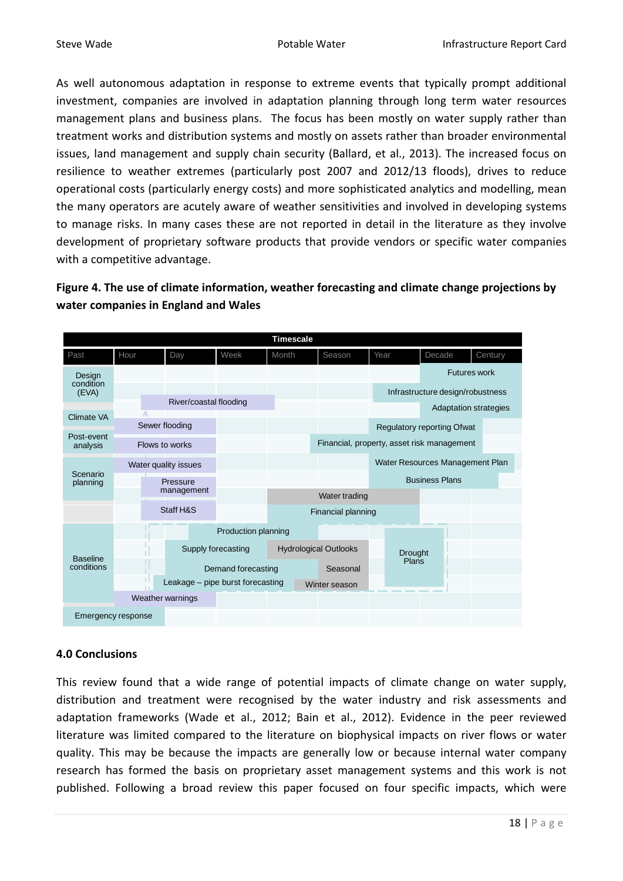As well autonomous adaptation in response to extreme events that typically prompt additional investment, companies are involved in adaptation planning through long term water resources management plans and business plans. The focus has been mostly on water supply rather than treatment works and distribution systems and mostly on assets rather than broader environmental issues, land management and supply chain security (Ballard, et al., 2013). The increased focus on resilience to weather extremes (particularly post 2007 and 2012/13 floods), drives to reduce operational costs (particularly energy costs) and more sophisticated analytics and modelling, mean the many operators are acutely aware of weather sensitivities and involved in developing systems to manage risks. In many cases these are not reported in detail in the literature as they involve development of proprietary software products that provide vendors or specific water companies with a competitive advantage.

**Figure 4. The use of climate information, weather forecasting and climate change projections by water companies in England and Wales**

Timescale: Past | Hour | Day | Week | Month | Season | Year | Decade | Century

| Category | Activities |
|---|---|
| Design condition (EVA) | Futures work; Infrastructure design/robustness; River/coastal flooding; Adaptation strategies |
| Climate VA | Sewer flooding; Regulatory reporting Ofwat |
| Post-event analysis | Flows to works; Financial, property, asset risk management |
| Scenario planning | Water quality issues; Water Resources Management Plan; Pressure management; Business Plans; Water trading; Staff H&S; Financial planning |
| Baseline conditions | Production planning; Supply forecasting; Hydrological Outlooks; Drought Plans; Demand forecasting; Seasonal; Leakage – pipe burst forecasting; Winter season; Weather warnings |
| Emergency response | |

## 4.0 Conclusions

This review found that a wide range of potential impacts of climate change on water supply, distribution and treatment were recognised by the water industry and risk assessments and adaptation frameworks (Wade et al., 2012; Bain et al., 2012). Evidence in the peer reviewed literature was limited compared to the literature on biophysical impacts on river flows or water quality. This may be because the impacts are generally low or because internal water company research has formed the basis on proprietary asset management systems and this work is not published. Following a broad review this paper focused on four specific impacts, which were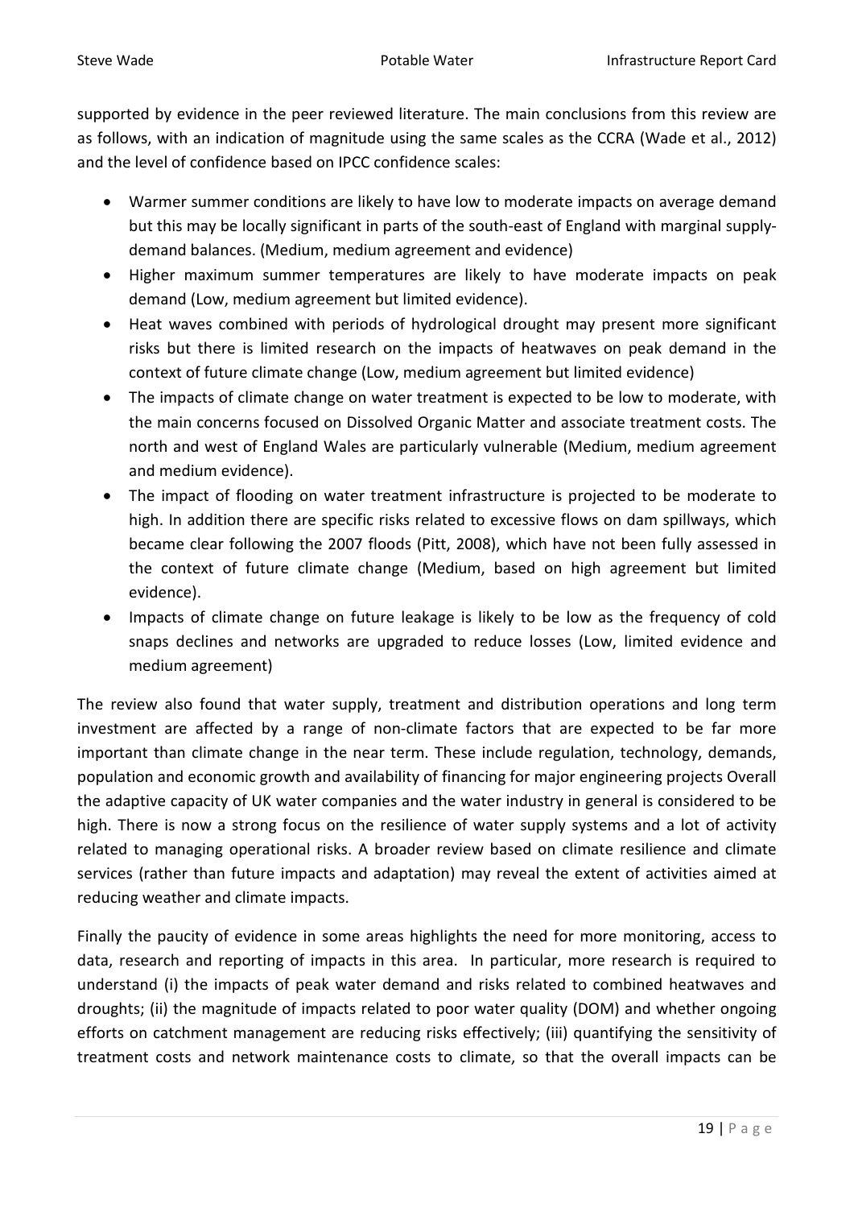supported by evidence in the peer reviewed literature. The main conclusions from this review are as follows, with an indication of magnitude using the same scales as the CCRA (Wade et al., 2012) and the level of confidence based on IPCC confidence scales:

- Warmer summer conditions are likely to have low to moderate impacts on average demand but this may be locally significant in parts of the south-east of England with marginal supply-demand balances. (Medium, medium agreement and evidence)
- Higher maximum summer temperatures are likely to have moderate impacts on peak demand (Low, medium agreement but limited evidence).
- Heat waves combined with periods of hydrological drought may present more significant risks but there is limited research on the impacts of heatwaves on peak demand in the context of future climate change (Low, medium agreement but limited evidence)
- The impacts of climate change on water treatment is expected to be low to moderate, with the main concerns focused on Dissolved Organic Matter and associate treatment costs. The north and west of England Wales are particularly vulnerable (Medium, medium agreement and medium evidence).
- The impact of flooding on water treatment infrastructure is projected to be moderate to high. In addition there are specific risks related to excessive flows on dam spillways, which became clear following the 2007 floods (Pitt, 2008), which have not been fully assessed in the context of future climate change (Medium, based on high agreement but limited evidence).
- Impacts of climate change on future leakage is likely to be low as the frequency of cold snaps declines and networks are upgraded to reduce losses (Low, limited evidence and medium agreement)

The review also found that water supply, treatment and distribution operations and long term investment are affected by a range of non-climate factors that are expected to be far more important than climate change in the near term. These include regulation, technology, demands, population and economic growth and availability of financing for major engineering projects Overall the adaptive capacity of UK water companies and the water industry in general is considered to be high. There is now a strong focus on the resilience of water supply systems and a lot of activity related to managing operational risks. A broader review based on climate resilience and climate services (rather than future impacts and adaptation) may reveal the extent of activities aimed at reducing weather and climate impacts.

Finally the paucity of evidence in some areas highlights the need for more monitoring, access to data, research and reporting of impacts in this area. In particular, more research is required to understand (i) the impacts of peak water demand and risks related to combined heatwaves and droughts; (ii) the magnitude of impacts related to poor water quality (DOM) and whether ongoing efforts on catchment management are reducing risks effectively; (iii) quantifying the sensitivity of treatment costs and network maintenance costs to climate, so that the overall impacts can be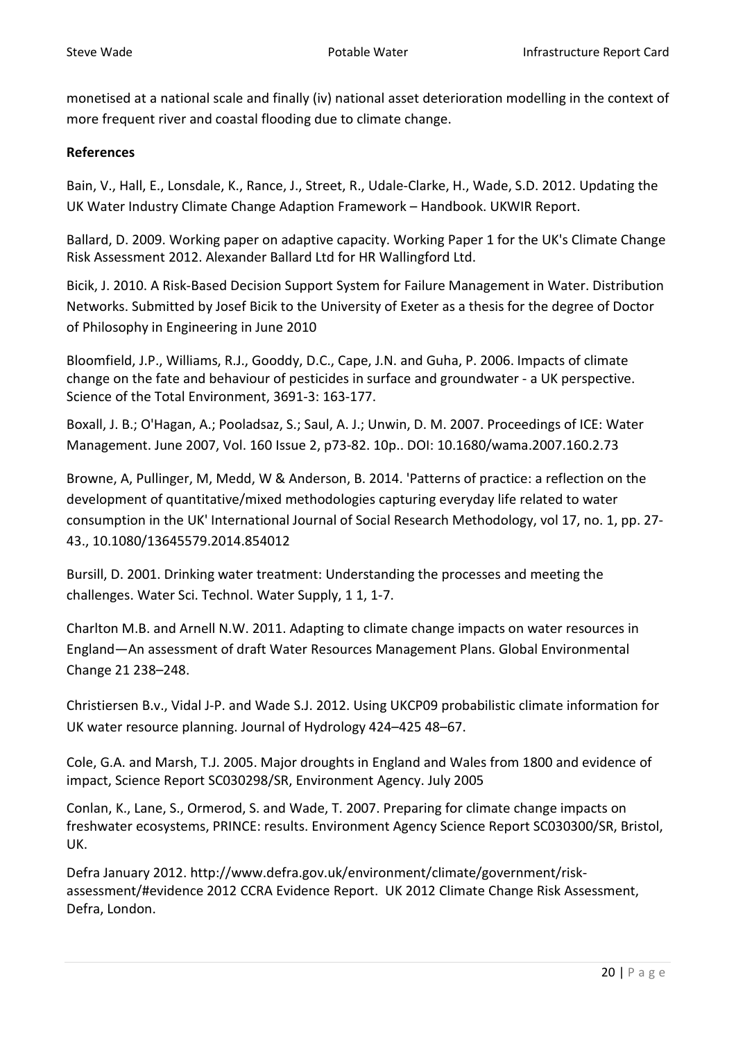monetised at a national scale and finally (iv) national asset deterioration modelling in the context of more frequent river and coastal flooding due to climate change.

**References**

Bain, V., Hall, E., Lonsdale, K., Rance, J., Street, R., Udale-Clarke, H., Wade, S.D. 2012. Updating the UK Water Industry Climate Change Adaption Framework – Handbook. UKWIR Report.

Ballard, D. 2009. Working paper on adaptive capacity. Working Paper 1 for the UK's Climate Change Risk Assessment 2012. Alexander Ballard Ltd for HR Wallingford Ltd.

Bicik, J. 2010. A Risk-Based Decision Support System for Failure Management in Water. Distribution Networks. Submitted by Josef Bicik to the University of Exeter as a thesis for the degree of Doctor of Philosophy in Engineering in June 2010

Bloomfield, J.P., Williams, R.J., Gooddy, D.C., Cape, J.N. and Guha, P. 2006. Impacts of climate change on the fate and behaviour of pesticides in surface and groundwater - a UK perspective. Science of the Total Environment, 3691-3: 163-177.

Boxall, J. B.; O'Hagan, A.; Pooladsaz, S.; Saul, A. J.; Unwin, D. M. 2007. Proceedings of ICE: Water Management. June 2007, Vol. 160 Issue 2, p73-82. 10p.. DOI: 10.1680/wama.2007.160.2.73

Browne, A, Pullinger, M, Medd, W & Anderson, B. 2014. 'Patterns of practice: a reflection on the development of quantitative/mixed methodologies capturing everyday life related to water consumption in the UK' International Journal of Social Research Methodology, vol 17, no. 1, pp. 27-43., 10.1080/13645579.2014.854012

Bursill, D. 2001. Drinking water treatment: Understanding the processes and meeting the challenges. Water Sci. Technol. Water Supply, 1 1, 1-7.

Charlton M.B. and Arnell N.W. 2011. Adapting to climate change impacts on water resources in England—An assessment of draft Water Resources Management Plans. Global Environmental Change 21 238–248.

Christiersen B.v., Vidal J-P. and Wade S.J. 2012. Using UKCP09 probabilistic climate information for UK water resource planning. Journal of Hydrology 424–425 48–67.

Cole, G.A. and Marsh, T.J. 2005. Major droughts in England and Wales from 1800 and evidence of impact, Science Report SC030298/SR, Environment Agency. July 2005

Conlan, K., Lane, S., Ormerod, S. and Wade, T. 2007. Preparing for climate change impacts on freshwater ecosystems, PRINCE: results. Environment Agency Science Report SC030300/SR, Bristol, UK.

Defra January 2012. http://www.defra.gov.uk/environment/climate/government/risk-assessment/#evidence 2012 CCRA Evidence Report. UK 2012 Climate Change Risk Assessment, Defra, London.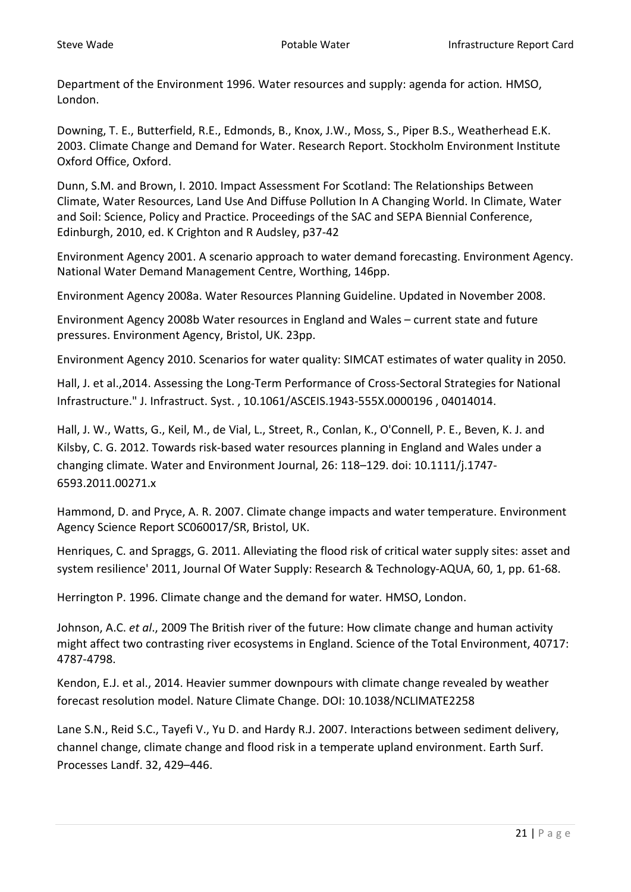Department of the Environment 1996. Water resources and supply: agenda for action*.* HMSO, London.

Downing, T. E., Butterfield, R.E., Edmonds, B., Knox, J.W., Moss, S., Piper B.S., Weatherhead E.K. 2003. Climate Change and Demand for Water. Research Report. Stockholm Environment Institute Oxford Office, Oxford.

Dunn, S.M. and Brown, I. 2010. Impact Assessment For Scotland: The Relationships Between Climate, Water Resources, Land Use And Diffuse Pollution In A Changing World. In Climate, Water and Soil: Science, Policy and Practice. Proceedings of the SAC and SEPA Biennial Conference, Edinburgh, 2010, ed. K Crighton and R Audsley, p37-42

Environment Agency 2001. A scenario approach to water demand forecasting. Environment Agency. National Water Demand Management Centre, Worthing, 146pp.

Environment Agency 2008a. Water Resources Planning Guideline. Updated in November 2008.

Environment Agency 2008b Water resources in England and Wales – current state and future pressures. Environment Agency, Bristol, UK. 23pp.

Environment Agency 2010. Scenarios for water quality: SIMCAT estimates of water quality in 2050.

Hall, J. et al.,2014. Assessing the Long-Term Performance of Cross-Sectoral Strategies for National Infrastructure." J. Infrastruct. Syst. , 10.1061/ASCEIS.1943-555X.0000196 , 04014014.

Hall, J. W., Watts, G., Keil, M., de Vial, L., Street, R., Conlan, K., O'Connell, P. E., Beven, K. J. and Kilsby, C. G. 2012. Towards risk-based water resources planning in England and Wales under a changing climate. Water and Environment Journal, 26: 118–129. doi: 10.1111/j.1747-6593.2011.00271.x

Hammond, D. and Pryce, A. R. 2007. Climate change impacts and water temperature. Environment Agency Science Report SC060017/SR, Bristol, UK.

Henriques, C. and Spraggs, G. 2011. Alleviating the flood risk of critical water supply sites: asset and system resilience' 2011, Journal Of Water Supply: Research & Technology-AQUA, 60, 1, pp. 61-68.

Herrington P. 1996. Climate change and the demand for water*.* HMSO, London.

Johnson, A.C. *et al*., 2009 The British river of the future: How climate change and human activity might affect two contrasting river ecosystems in England. Science of the Total Environment, 40717: 4787-4798.

Kendon, E.J. et al., 2014. Heavier summer downpours with climate change revealed by weather forecast resolution model. Nature Climate Change. DOI: 10.1038/NCLIMATE2258

Lane S.N., Reid S.C., Tayefi V., Yu D. and Hardy R.J. 2007. Interactions between sediment delivery, channel change, climate change and flood risk in a temperate upland environment. Earth Surf. Processes Landf. 32, 429–446.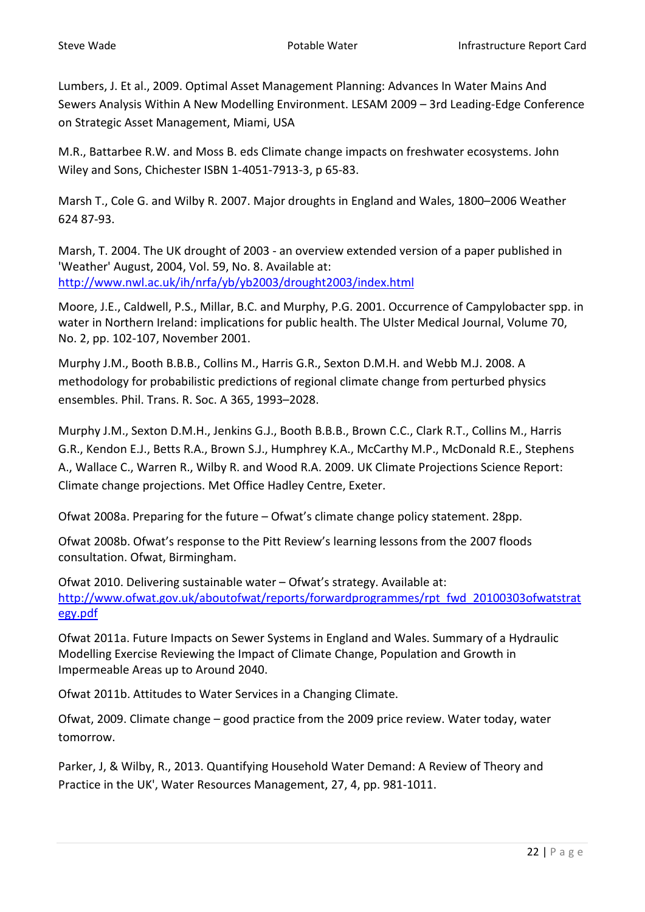Lumbers, J. Et al., 2009. Optimal Asset Management Planning: Advances In Water Mains And Sewers Analysis Within A New Modelling Environment. LESAM 2009 – 3rd Leading-Edge Conference on Strategic Asset Management, Miami, USA

M.R., Battarbee R.W. and Moss B. eds Climate change impacts on freshwater ecosystems. John Wiley and Sons, Chichester ISBN 1-4051-7913-3, p 65-83.

Marsh T., Cole G. and Wilby R. 2007. Major droughts in England and Wales, 1800–2006 Weather 624 87-93.

Marsh, T. 2004. The UK drought of 2003 - an overview extended version of a paper published in 'Weather' August, 2004, Vol. 59, No. 8. Available at: http://www.nwl.ac.uk/ih/nrfa/yb/yb2003/drought2003/index.html

Moore, J.E., Caldwell, P.S., Millar, B.C. and Murphy, P.G. 2001. Occurrence of Campylobacter spp. in water in Northern Ireland: implications for public health. The Ulster Medical Journal, Volume 70, No. 2, pp. 102-107, November 2001.

Murphy J.M., Booth B.B.B., Collins M., Harris G.R., Sexton D.M.H. and Webb M.J. 2008. A methodology for probabilistic predictions of regional climate change from perturbed physics ensembles. Phil. Trans. R. Soc. A 365, 1993–2028.

Murphy J.M., Sexton D.M.H., Jenkins G.J., Booth B.B.B., Brown C.C., Clark R.T., Collins M., Harris G.R., Kendon E.J., Betts R.A., Brown S.J., Humphrey K.A., McCarthy M.P., McDonald R.E., Stephens A., Wallace C., Warren R., Wilby R. and Wood R.A. 2009. UK Climate Projections Science Report: Climate change projections. Met Office Hadley Centre, Exeter.

Ofwat 2008a. Preparing for the future – Ofwat's climate change policy statement. 28pp.

Ofwat 2008b. Ofwat's response to the Pitt Review's learning lessons from the 2007 floods consultation. Ofwat, Birmingham.

Ofwat 2010. Delivering sustainable water – Ofwat's strategy. Available at: http://www.ofwat.gov.uk/aboutofwat/reports/forwardprogrammes/rpt_fwd_20100303ofwatstrategy.pdf

Ofwat 2011a. Future Impacts on Sewer Systems in England and Wales. Summary of a Hydraulic Modelling Exercise Reviewing the Impact of Climate Change, Population and Growth in Impermeable Areas up to Around 2040.

Ofwat 2011b. Attitudes to Water Services in a Changing Climate.

Ofwat, 2009. Climate change – good practice from the 2009 price review. Water today, water tomorrow.

Parker, J, & Wilby, R., 2013. Quantifying Household Water Demand: A Review of Theory and Practice in the UK', Water Resources Management, 27, 4, pp. 981-1011.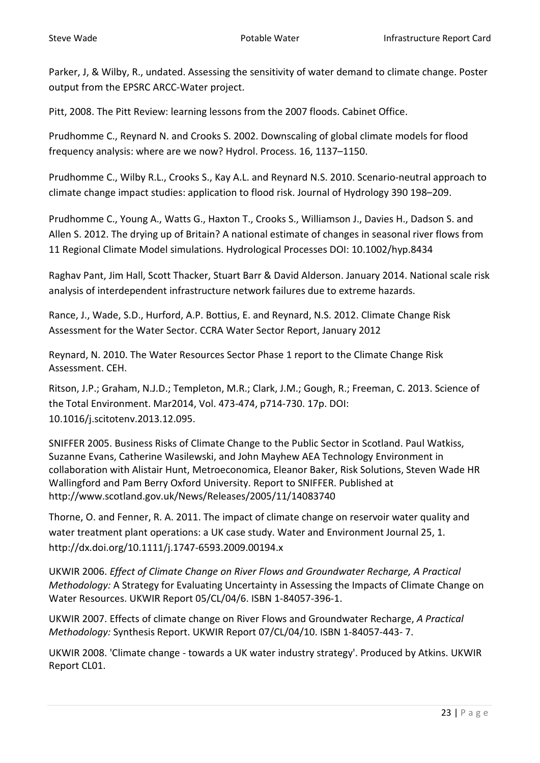Parker, J, & Wilby, R., undated. Assessing the sensitivity of water demand to climate change. Poster output from the EPSRC ARCC-Water project.

Pitt, 2008. The Pitt Review: learning lessons from the 2007 floods. Cabinet Office.

Prudhomme C., Reynard N. and Crooks S. 2002. Downscaling of global climate models for flood frequency analysis: where are we now? Hydrol. Process. 16, 1137–1150.

Prudhomme C., Wilby R.L., Crooks S., Kay A.L. and Reynard N.S. 2010. Scenario-neutral approach to climate change impact studies: application to flood risk. Journal of Hydrology 390 198–209.

Prudhomme C., Young A., Watts G., Haxton T., Crooks S., Williamson J., Davies H., Dadson S. and Allen S. 2012. The drying up of Britain? A national estimate of changes in seasonal river flows from 11 Regional Climate Model simulations. Hydrological Processes DOI: 10.1002/hyp.8434

Raghav Pant, Jim Hall, Scott Thacker, Stuart Barr & David Alderson. January 2014. National scale risk analysis of interdependent infrastructure network failures due to extreme hazards.

Rance, J., Wade, S.D., Hurford, A.P. Bottius, E. and Reynard, N.S. 2012. Climate Change Risk Assessment for the Water Sector. CCRA Water Sector Report, January 2012

Reynard, N. 2010. The Water Resources Sector Phase 1 report to the Climate Change Risk Assessment. CEH.

Ritson, J.P.; Graham, N.J.D.; Templeton, M.R.; Clark, J.M.; Gough, R.; Freeman, C. 2013. Science of the Total Environment. Mar2014, Vol. 473-474, p714-730. 17p. DOI: 10.1016/j.scitotenv.2013.12.095.

SNIFFER 2005. Business Risks of Climate Change to the Public Sector in Scotland. Paul Watkiss, Suzanne Evans, Catherine Wasilewski, and John Mayhew AEA Technology Environment in collaboration with Alistair Hunt, Metroeconomica, Eleanor Baker, Risk Solutions, Steven Wade HR Wallingford and Pam Berry Oxford University. Report to SNIFFER. Published at http://www.scotland.gov.uk/News/Releases/2005/11/14083740

Thorne, O. and Fenner, R. A. 2011. The impact of climate change on reservoir water quality and water treatment plant operations: a UK case study. Water and Environment Journal 25, 1. http://dx.doi.org/10.1111/j.1747-6593.2009.00194.x

UKWIR 2006. *Effect of Climate Change on River Flows and Groundwater Recharge, A Practical Methodology:* A Strategy for Evaluating Uncertainty in Assessing the Impacts of Climate Change on Water Resources. UKWIR Report 05/CL/04/6. ISBN 1-84057-396-1.

UKWIR 2007. Effects of climate change on River Flows and Groundwater Recharge, *A Practical Methodology:* Synthesis Report. UKWIR Report 07/CL/04/10. ISBN 1-84057-443- 7.

UKWIR 2008. 'Climate change - towards a UK water industry strategy'. Produced by Atkins. UKWIR Report CL01.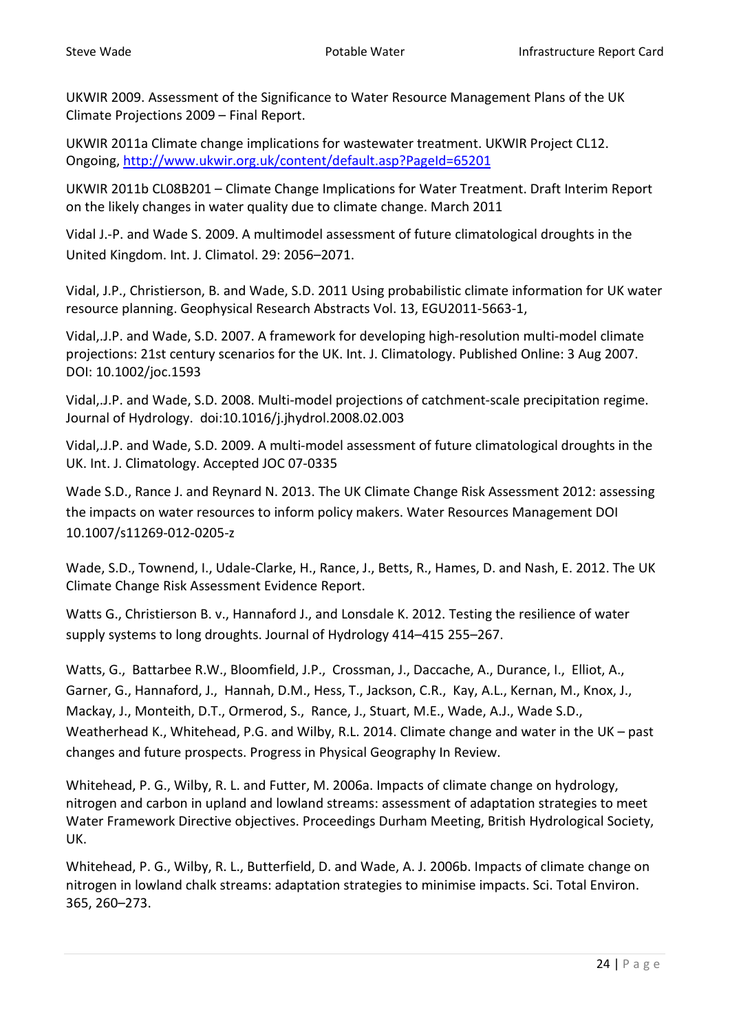UKWIR 2009. Assessment of the Significance to Water Resource Management Plans of the UK Climate Projections 2009 – Final Report.

UKWIR 2011a Climate change implications for wastewater treatment. UKWIR Project CL12. Ongoing, http://www.ukwir.org.uk/content/default.asp?PageId=65201

UKWIR 2011b CL08B201 – Climate Change Implications for Water Treatment. Draft Interim Report on the likely changes in water quality due to climate change. March 2011

Vidal J.-P. and Wade S. 2009. A multimodel assessment of future climatological droughts in the United Kingdom. Int. J. Climatol. 29: 2056–2071.

Vidal, J.P., Christierson, B. and Wade, S.D. 2011 Using probabilistic climate information for UK water resource planning. Geophysical Research Abstracts Vol. 13, EGU2011-5663-1,

Vidal,.J.P. and Wade, S.D. 2007. A framework for developing high-resolution multi-model climate projections: 21st century scenarios for the UK. Int. J. Climatology. Published Online: 3 Aug 2007. DOI: 10.1002/joc.1593

Vidal,.J.P. and Wade, S.D. 2008. Multi-model projections of catchment-scale precipitation regime. Journal of Hydrology. doi:10.1016/j.jhydrol.2008.02.003

Vidal,.J.P. and Wade, S.D. 2009. A multi-model assessment of future climatological droughts in the UK. Int. J. Climatology. Accepted JOC 07-0335

Wade S.D., Rance J. and Reynard N. 2013. The UK Climate Change Risk Assessment 2012: assessing the impacts on water resources to inform policy makers. Water Resources Management DOI 10.1007/s11269-012-0205-z

Wade, S.D., Townend, I., Udale-Clarke, H., Rance, J., Betts, R., Hames, D. and Nash, E. 2012. The UK Climate Change Risk Assessment Evidence Report.

Watts G., Christierson B. v., Hannaford J., and Lonsdale K. 2012. Testing the resilience of water supply systems to long droughts. Journal of Hydrology 414–415 255–267.

Watts, G., Battarbee R.W., Bloomfield, J.P., Crossman, J., Daccache, A., Durance, I., Elliot, A., Garner, G., Hannaford, J., Hannah, D.M., Hess, T., Jackson, C.R., Kay, A.L., Kernan, M., Knox, J., Mackay, J., Monteith, D.T., Ormerod, S., Rance, J., Stuart, M.E., Wade, A.J., Wade S.D., Weatherhead K., Whitehead, P.G. and Wilby, R.L. 2014. Climate change and water in the UK – past changes and future prospects. Progress in Physical Geography In Review.

Whitehead, P. G., Wilby, R. L. and Futter, M. 2006a. Impacts of climate change on hydrology, nitrogen and carbon in upland and lowland streams: assessment of adaptation strategies to meet Water Framework Directive objectives. Proceedings Durham Meeting, British Hydrological Society, UK.

Whitehead, P. G., Wilby, R. L., Butterfield, D. and Wade, A. J. 2006b. Impacts of climate change on nitrogen in lowland chalk streams: adaptation strategies to minimise impacts. Sci. Total Environ. 365, 260–273.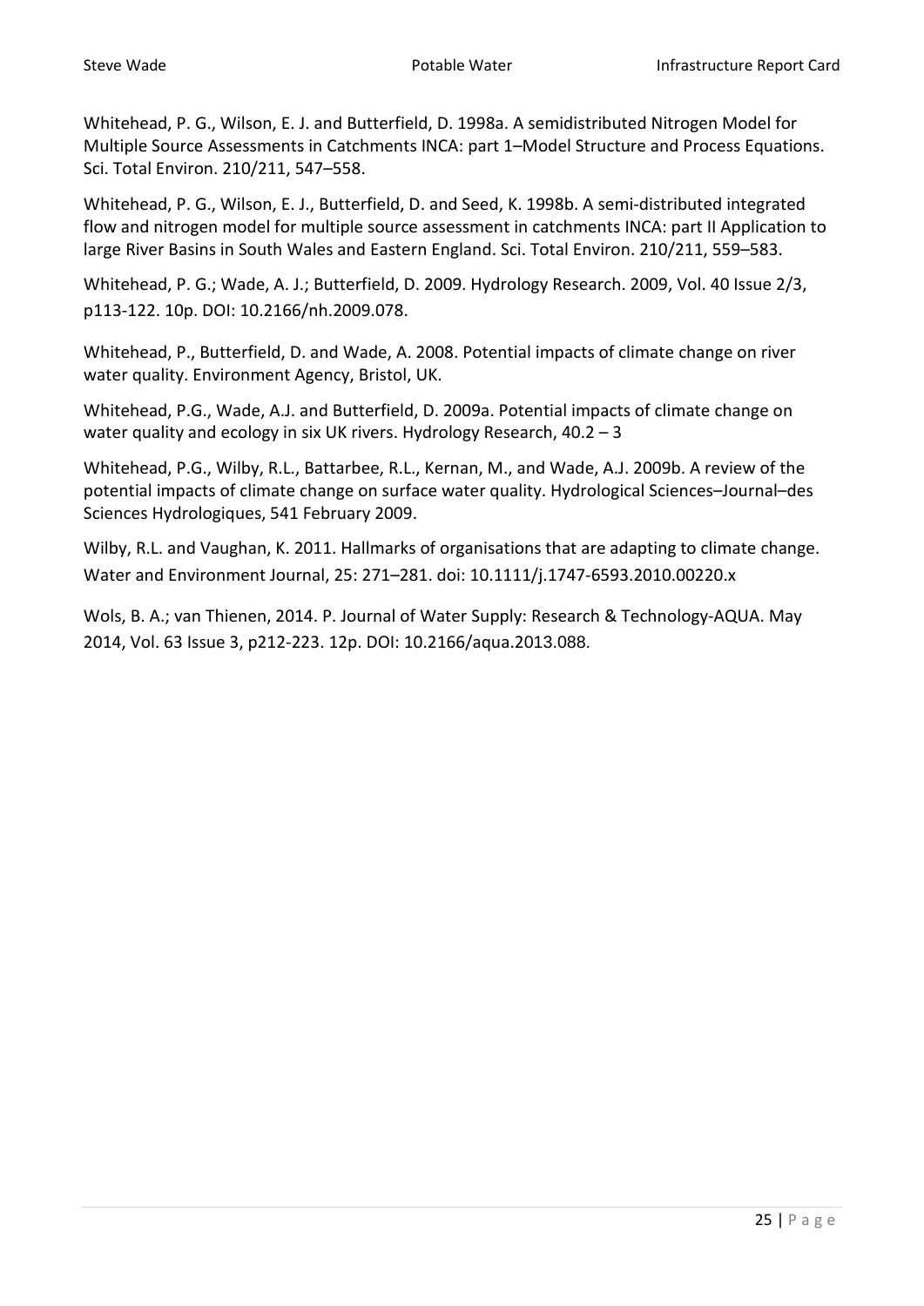Whitehead, P. G., Wilson, E. J. and Butterfield, D. 1998a. A semidistributed Nitrogen Model for Multiple Source Assessments in Catchments INCA: part 1–Model Structure and Process Equations. Sci. Total Environ. 210/211, 547–558.

Whitehead, P. G., Wilson, E. J., Butterfield, D. and Seed, K. 1998b. A semi-distributed integrated flow and nitrogen model for multiple source assessment in catchments INCA: part II Application to large River Basins in South Wales and Eastern England. Sci. Total Environ. 210/211, 559–583.

Whitehead, P. G.; Wade, A. J.; Butterfield, D. 2009. Hydrology Research. 2009, Vol. 40 Issue 2/3, p113-122. 10p. DOI: 10.2166/nh.2009.078.

Whitehead, P., Butterfield, D. and Wade, A. 2008. Potential impacts of climate change on river water quality. Environment Agency, Bristol, UK.

Whitehead, P.G., Wade, A.J. and Butterfield, D. 2009a. Potential impacts of climate change on water quality and ecology in six UK rivers. Hydrology Research, 40.2 – 3

Whitehead, P.G., Wilby, R.L., Battarbee, R.L., Kernan, M., and Wade, A.J. 2009b. A review of the potential impacts of climate change on surface water quality. Hydrological Sciences–Journal–des Sciences Hydrologiques, 541 February 2009.

Wilby, R.L. and Vaughan, K. 2011. Hallmarks of organisations that are adapting to climate change. Water and Environment Journal, 25: 271–281. doi: 10.1111/j.1747-6593.2010.00220.x

Wols, B. A.; van Thienen, 2014. P. Journal of Water Supply: Research & Technology-AQUA. May 2014, Vol. 63 Issue 3, p212-223. 12p. DOI: 10.2166/aqua.2013.088.